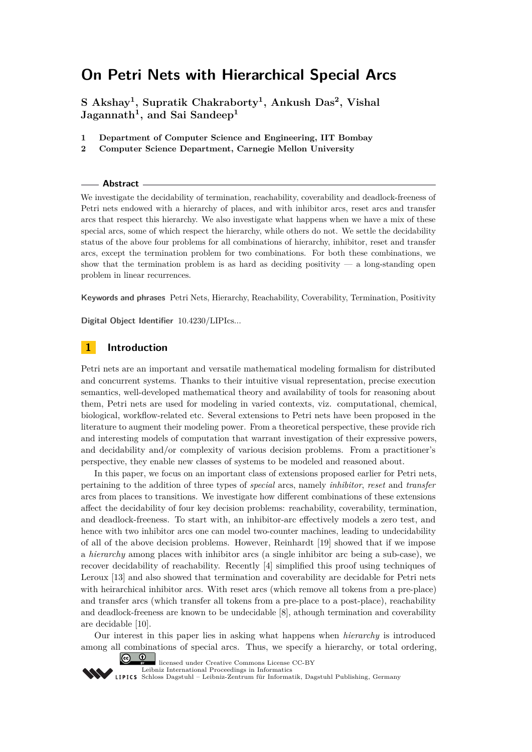# On Petri Nets with Hierarchical Special Arcs

**S Akshay[1], Supratik Chakraborty[1], Ankush Das[2], Vishal Jagannath[1], and Sai Sandeep[1]**

**1 Department of Computer Science and Engineering, IIT Bombay**
**2 Computer Science Department, Carnegie Mellon University**

## Abstract

We investigate the decidability of termination, reachability, coverability and deadlock-freeness of Petri nets endowed with a hierarchy of places, and with inhibitor arcs, reset arcs and transfer arcs that respect this hierarchy. We also investigate what happens when we have a mix of these special arcs, some of which respect the hierarchy, while others do not. We settle the decidability status of the above four problems for all combinations of hierarchy, inhibitor, reset and transfer arcs, except the termination problem for two combinations. For both these combinations, we show that the termination problem is as hard as deciding positivity — a long-standing open problem in linear recurrences.

**Keywords and phrases** Petri Nets, Hierarchy, Reachability, Coverability, Termination, Positivity

**Digital Object Identifier** 10.4230/LIPIcs...

## 1 Introduction

Petri nets are an important and versatile mathematical modeling formalism for distributed and concurrent systems. Thanks to their intuitive visual representation, precise execution semantics, well-developed mathematical theory and availability of tools for reasoning about them, Petri nets are used for modeling in varied contexts, viz. computational, chemical, biological, workflow-related etc. Several extensions to Petri nets have been proposed in the literature to augment their modeling power. From a theoretical perspective, these provide rich and interesting models of computation that warrant investigation of their expressive powers, and decidability and/or complexity of various decision problems. From a practitioner's perspective, they enable new classes of systems to be modeled and reasoned about.

In this paper, we focus on an important class of extensions proposed earlier for Petri nets, pertaining to the addition of three types of *special* arcs, namely *inhibitor*, *reset* and *transfer* arcs from places to transitions. We investigate how different combinations of these extensions affect the decidability of four key decision problems: reachability, coverability, termination, and deadlock-freeness. To start with, an inhibitor-arc effectively models a zero test, and hence with two inhibitor arcs one can model two-counter machines, leading to undecidability of all of the above decision problems. However, Reinhardt [19] showed that if we impose a *hierarchy* among places with inhibitor arcs (a single inhibitor arc being a sub-case), we recover decidability of reachability. Recently [4] simplified this proof using techniques of Leroux [13] and also showed that termination and coverability are decidable for Petri nets with heirarchical inhibitor arcs. With reset arcs (which remove all tokens from a pre-place) and transfer arcs (which transfer all tokens from a pre-place to a post-place), reachability and deadlock-freeness are known to be undecidable [8], athough termination and coverability are decidable [10].

Our interest in this paper lies in asking what happens when *hierarchy* is introduced among all combinations of special arcs. Thus, we specify a hierarchy, or total ordering,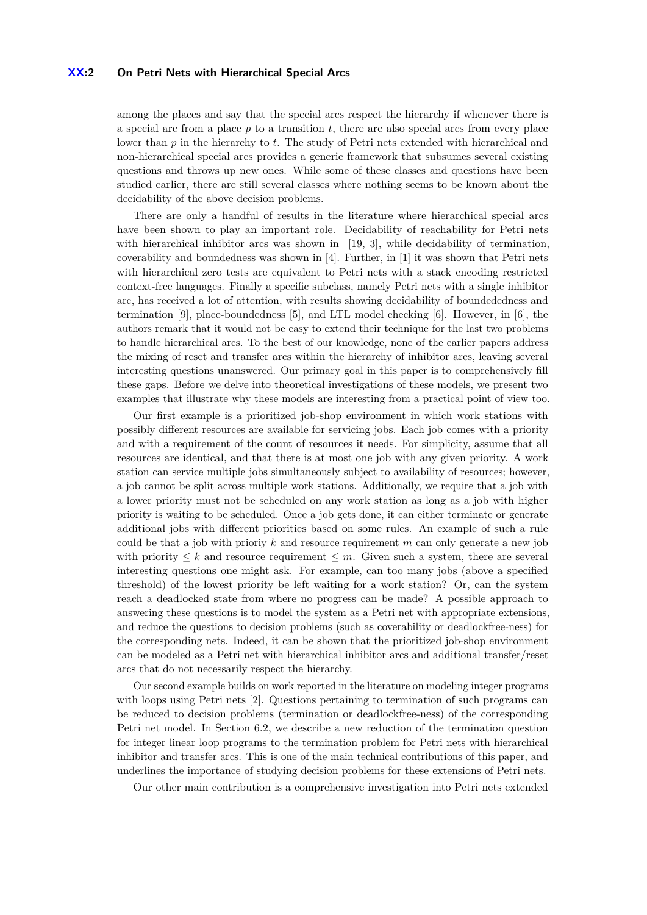among the places and say that the special arcs respect the hierarchy if whenever there is a special arc from a place $p$ to a transition $t$, there are also special arcs from every place lower than $p$ in the hierarchy to $t$. The study of Petri nets extended with hierarchical and non-hierarchical special arcs provides a generic framework that subsumes several existing questions and throws up new ones. While some of these classes and questions have been studied earlier, there are still several classes where nothing seems to be known about the decidability of the above decision problems.

There are only a handful of results in the literature where hierarchical special arcs have been shown to play an important role. Decidability of reachability for Petri nets with hierarchical inhibitor arcs was shown in [19, 3], while decidability of termination, coverability and boundedness was shown in [4]. Further, in [1] it was shown that Petri nets with hierarchical zero tests are equivalent to Petri nets with a stack encoding restricted context-free languages. Finally a specific subclass, namely Petri nets with a single inhibitor arc, has received a lot of attention, with results showing decidability of boundededness and termination [9], place-boundedness [5], and LTL model checking [6]. However, in [6], the authors remark that it would not be easy to extend their technique for the last two problems to handle hierarchical arcs. To the best of our knowledge, none of the earlier papers address the mixing of reset and transfer arcs within the hierarchy of inhibitor arcs, leaving several interesting questions unanswered. Our primary goal in this paper is to comprehensively fill these gaps. Before we delve into theoretical investigations of these models, we present two examples that illustrate why these models are interesting from a practical point of view too.

Our first example is a prioritized job-shop environment in which work stations with possibly different resources are available for servicing jobs. Each job comes with a priority and with a requirement of the count of resources it needs. For simplicity, assume that all resources are identical, and that there is at most one job with any given priority. A work station can service multiple jobs simultaneously subject to availability of resources; however, a job cannot be split across multiple work stations. Additionally, we require that a job with a lower priority must not be scheduled on any work station as long as a job with higher priority is waiting to be scheduled. Once a job gets done, it can either terminate or generate additional jobs with different priorities based on some rules. An example of such a rule could be that a job with prioriy $k$ and resource requirement $m$ can only generate a new job with priority $\leq k$ and resource requirement $\leq m$. Given such a system, there are several interesting questions one might ask. For example, can too many jobs (above a specified threshold) of the lowest priority be left waiting for a work station? Or, can the system reach a deadlocked state from where no progress can be made? A possible approach to answering these questions is to model the system as a Petri net with appropriate extensions, and reduce the questions to decision problems (such as coverability or deadlockfree-ness) for the corresponding nets. Indeed, it can be shown that the prioritized job-shop environment can be modeled as a Petri net with hierarchical inhibitor arcs and additional transfer/reset arcs that do not necessarily respect the hierarchy.

Our second example builds on work reported in the literature on modeling integer programs with loops using Petri nets [2]. Questions pertaining to termination of such programs can be reduced to decision problems (termination or deadlockfree-ness) of the corresponding Petri net model. In Section 6.2, we describe a new reduction of the termination question for integer linear loop programs to the termination problem for Petri nets with hierarchical inhibitor and transfer arcs. This is one of the main technical contributions of this paper, and underlines the importance of studying decision problems for these extensions of Petri nets.

Our other main contribution is a comprehensive investigation into Petri nets extended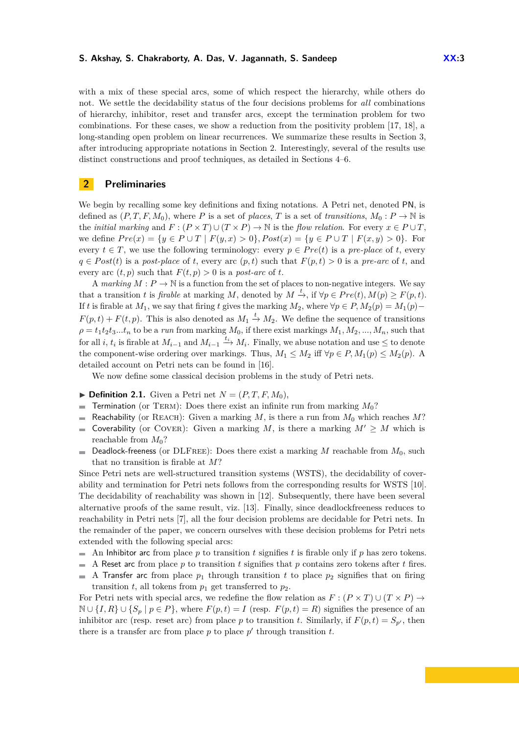with a mix of these special arcs, some of which respect the hierarchy, while others do not. We settle the decidability status of the four decisions problems for *all* combinations of hierarchy, inhibitor, reset and transfer arcs, except the termination problem for two combinations. For these cases, we show a reduction from the positivity problem [17, 18], a long-standing open problem on linear recurrences. We summarize these results in Section 3, after introducing appropriate notations in Section 2. Interestingly, several of the results use distinct constructions and proof techniques, as detailed in Sections 4–6.

## 2 Preliminaries

We begin by recalling some key definitions and fixing notations. A Petri net, denoted PN, is defined as $(P, T, F, M_0)$, where $P$ is a set of *places*, $T$ is a set of *transitions*, $M_0 : P \rightarrow \mathbb{N}$ is the *initial marking* and $F : (P \times T) \cup (T \times P) \rightarrow \mathbb{N}$ is the *flow relation*. For every $x \in P \cup T$, we define $Pre(x) = \{y \in P \cup T \mid F(y, x) > 0\}, Post(x) = \{y \in P \cup T \mid F(x, y) > 0\}$. For every $t \in T$, we use the following terminology: every $p \in Pre(t)$ is a *pre-place* of $t$, every $q \in Post(t)$ is a *post-place* of $t$, every arc $(p, t)$ such that $F(p, t) > 0$ is a *pre-arc* of $t$, and every arc $(t, p)$ such that $F(t, p) > 0$ is a *post-arc* of $t$.

A *marking* $M : P \rightarrow \mathbb{N}$ is a function from the set of places to non-negative integers. We say that a transition $t$ is *firable* at marking $M$, denoted by $M \xrightarrow{t}$, if $\forall p \in Pre(t), M(p) \geq F(p, t)$. If $t$ is firable at $M_1$, we say that firing $t$ gives the marking $M_2$, where $\forall p \in P, M_2(p) = M_1(p) - F(p, t) + F(t, p)$. This is also denoted as $M_1 \xrightarrow{t} M_2$. We define the sequence of transitions $\rho = t_1 t_2 t_3 ... t_n$ to be a *run* from marking $M_0$, if there exist markings $M_1, M_2, ..., M_n$, such that for all $i$, $t_i$ is firable at $M_{i-1}$ and $M_{i-1} \xrightarrow{t_i} M_i$. Finally, we abuse notation and use $\leq$ to denote the component-wise ordering over markings. Thus, $M_1 \leq M_2$ iff $\forall p \in P, M_1(p) \leq M_2(p)$. A detailed account on Petri nets can be found in [16].

We now define some classical decision problems in the study of Petri nets.

▶ **Definition 2.1.** Given a Petri net $N = (P, T, F, M_0)$,

- Termination (or TERM): Does there exist an infinite run from marking $M_0$?
- Reachability (or REACH): Given a marking $M$, is there a run from $M_0$ which reaches $M$?
- Coverability (or COVER): Given a marking $M$, is there a marking $M' \geq M$ which is reachable from $M_0$?
- Deadlock-freeness (or DLFREE): Does there exist a marking $M$ reachable from $M_0$, such that no transition is firable at $M$?

Since Petri nets are well-structured transition systems (WSTS), the decidability of coverability and termination for Petri nets follows from the corresponding results for WSTS [10]. The decidability of reachability was shown in [12]. Subsequently, there have been several alternative proofs of the same result, viz. [13]. Finally, since deadlockfreeness reduces to reachability in Petri nets [7], all the four decision problems are decidable for Petri nets. In the remainder of the paper, we concern ourselves with these decision problems for Petri nets extended with the following special arcs:

- An Inhibitor arc from place $p$ to transition $t$ signifies $t$ is firable only if $p$ has zero tokens.
- A Reset arc from place $p$ to transition $t$ signifies that $p$ contains zero tokens after $t$ fires.
- A Transfer arc from place $p_1$ through transition $t$ to place $p_2$ signifies that on firing transition $t$, all tokens from $p_1$ get transferred to $p_2$.

For Petri nets with special arcs, we redefine the flow relation as $F : (P \times T) \cup (T \times P) \rightarrow \mathbb{N} \cup \{I, R\} \cup \{S_p \mid p \in P\}$, where $F(p, t) = I$ (resp. $F(p, t) = R$) signifies the presence of an inhibitor arc (resp. reset arc) from place $p$ to transition $t$. Similarly, if $F(p, t) = S_{p'}$, then there is a transfer arc from place $p$ to place $p'$ through transition $t$.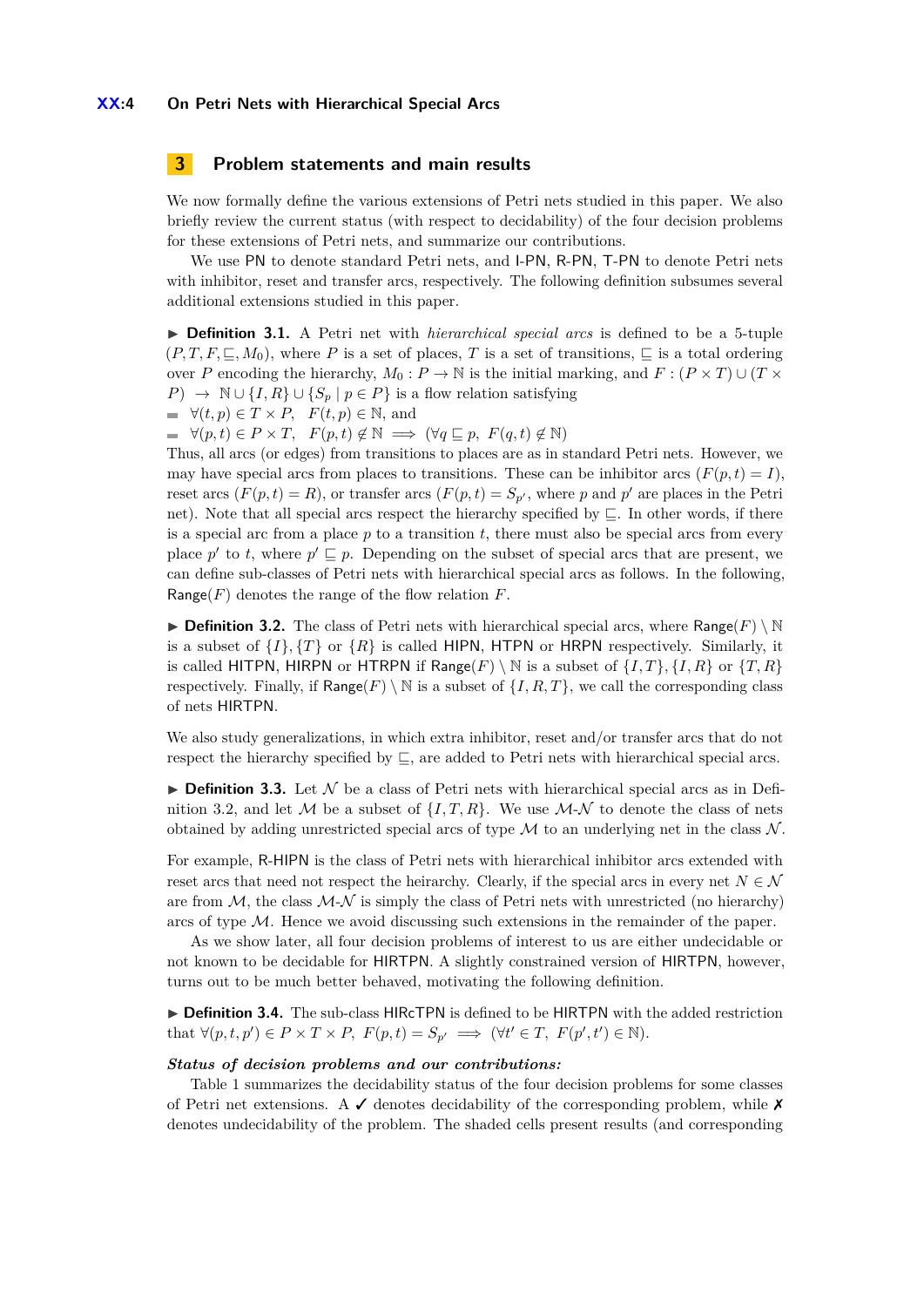## 3 Problem statements and main results

We now formally define the various extensions of Petri nets studied in this paper. We also briefly review the current status (with respect to decidability) of the four decision problems for these extensions of Petri nets, and summarize our contributions.

We use PN to denote standard Petri nets, and I-PN, R-PN, T-PN to denote Petri nets with inhibitor, reset and transfer arcs, respectively. The following definition subsumes several additional extensions studied in this paper.

▶ **Definition 3.1.** A Petri net with *hierarchical special arcs* is defined to be a 5-tuple $(P, T, F, \sqsubseteq, M_0)$, where $P$ is a set of places, $T$ is a set of transitions, $\sqsubseteq$ is a total ordering over $P$ encoding the hierarchy, $M_0 : P \to \mathbb{N}$ is the initial marking, and $F : (P \times T) \cup (T \times P) \to \mathbb{N} \cup \{I, R\} \cup \{S_p \mid p \in P\}$ is a flow relation satisfying

- $\forall (t, p) \in T \times P, \quad F(t, p) \in \mathbb{N}$, and
- $\forall (p, t) \in P \times T, \quad F(p, t) \notin \mathbb{N} \implies (\forall q \sqsubseteq p, \; F(q, t) \notin \mathbb{N})$

Thus, all arcs (or edges) from transitions to places are as in standard Petri nets. However, we may have special arcs from places to transitions. These can be inhibitor arcs ($F(p, t) = I$), reset arcs ($F(p, t) = R$), or transfer arcs ($F(p, t) = S_{p'}$, where $p$ and $p'$ are places in the Petri net). Note that all special arcs respect the hierarchy specified by $\sqsubseteq$. In other words, if there is a special arc from a place $p$ to a transition $t$, there must also be special arcs from every place $p'$ to $t$, where $p' \sqsubseteq p$. Depending on the subset of special arcs that are present, we can define sub-classes of Petri nets with hierarchical special arcs as follows. In the following, $\mathsf{Range}(F)$ denotes the range of the flow relation $F$.

▶ **Definition 3.2.** The class of Petri nets with hierarchical special arcs, where $\mathsf{Range}(F) \setminus \mathbb{N}$ is a subset of $\{I\}, \{T\}$ or $\{R\}$ is called HIPN, HTPN or HRPN respectively. Similarly, it is called HITPN, HIRPN or HTRPN if $\mathsf{Range}(F) \setminus \mathbb{N}$ is a subset of $\{I, T\}, \{I, R\}$ or $\{T, R\}$ respectively. Finally, if $\mathsf{Range}(F) \setminus \mathbb{N}$ is a subset of $\{I, R, T\}$, we call the corresponding class of nets HIRTPN.

We also study generalizations, in which extra inhibitor, reset and/or transfer arcs that do not respect the hierarchy specified by $\sqsubseteq$, are added to Petri nets with hierarchical special arcs.

▶ **Definition 3.3.** Let $\mathcal{N}$ be a class of Petri nets with hierarchical special arcs as in Definition 3.2, and let $\mathcal{M}$ be a subset of $\{I, T, R\}$. We use $\mathcal{M}$-$\mathcal{N}$ to denote the class of nets obtained by adding unrestricted special arcs of type $\mathcal{M}$ to an underlying net in the class $\mathcal{N}$.

For example, R-HIPN is the class of Petri nets with hierarchical inhibitor arcs extended with reset arcs that need not respect the heirarchy. Clearly, if the special arcs in every net $N \in \mathcal{N}$ are from $\mathcal{M}$, the class $\mathcal{M}$-$\mathcal{N}$ is simply the class of Petri nets with unrestricted (no hierarchy) arcs of type $\mathcal{M}$. Hence we avoid discussing such extensions in the remainder of the paper.

As we show later, all four decision problems of interest to us are either undecidable or not known to be decidable for HIRTPN. A slightly constrained version of HIRTPN, however, turns out to be much better behaved, motivating the following definition.

▶ **Definition 3.4.** The sub-class HIRcTPN is defined to be HIRTPN with the added restriction that $\forall (p, t, p') \in P \times T \times P, \; F(p, t) = S_{p'} \implies (\forall t' \in T, \; F(p', t') \in \mathbb{N})$.

***Status of decision problems and our contributions:***

Table 1 summarizes the decidability status of the four decision problems for some classes of Petri net extensions. A ✓ denotes decidability of the corresponding problem, while ✗ denotes undecidability of the problem. The shaded cells present results (and corresponding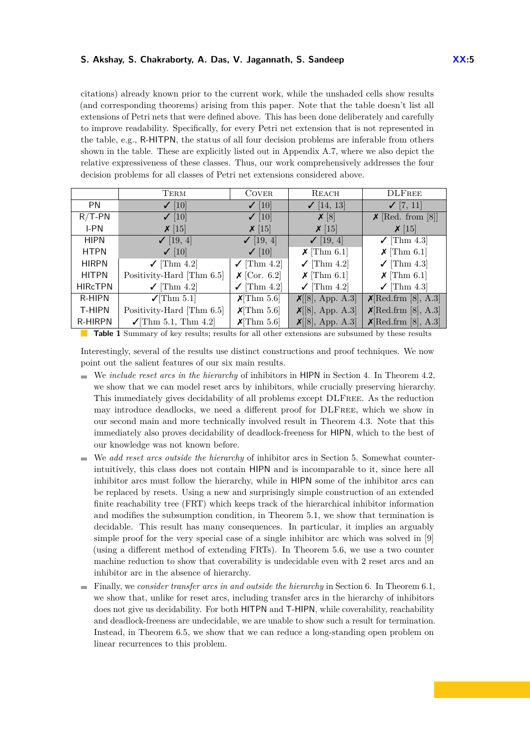citations) already known prior to the current work, while the unshaded cells show results (and corresponding theorems) arising from this paper. Note that the table doesn't list all extensions of Petri nets that were defined above. This has been done deliberately and carefully to improve readability. Specifically, for every Petri net extension that is not represented in the table, e.g., R-HITPN, the status of all four decision problems are inferable from others shown in the table. These are explicitly listed out in Appendix A.7, where we also depict the relative expressiveness of these classes. Thus, our work comprehensively addresses the four decision problems for all classes of Petri net extensions considered above.

| | Term | Cover | Reach | DLFree |
|---|---|---|---|---|
| PN | ✓ [10] | ✓ [10] | ✓ [14, 13] | ✓ [7, 11] |
| R/T-PN | ✓ [10] | ✓ [10] | ✗ [8] | ✗ [Red. from [8]] |
| I-PN | ✗ [15] | ✗ [15] | ✗ [15] | ✗ [15] |
| HIPN | ✓ [19, 4] | ✓ [19, 4] | ✓ [19, 4] | ✓ [Thm 4.3] |
| HTPN | ✓ [10] | ✓ [10] | ✗ [Thm 6.1] | ✗ [Thm 6.1] |
| HIRPN | ✓ [Thm 4.2] | ✓ [Thm 4.2] | ✓ [Thm 4.2] | ✓ [Thm 4.3] |
| HITPN | Positivity-Hard [Thm 6.5] | ✗ [Cor. 6.2] | ✗ [Thm 6.1] | ✗ [Thm 6.1] |
| HIRcTPN | ✓ [Thm 4.2] | ✓ [Thm 4.2] | ✓ [Thm 4.2] | ✓ [Thm 4.3] |
| R-HIPN | ✓[Thm 5.1] | ✗[Thm 5.6] | ✗[[8], App. A.3] | ✗[Red.frm [8], A.3] |
| T-HIPN | Positivity-Hard [Thm 6.5] | ✗[Thm 5.6] | ✗[[8], App. A.3] | ✗[Red.frm [8], A.3] |
| R-HIRPN | ✓[Thm 5.1, Thm 4.2] | ✗[Thm 5.6] | ✗[[8], App. A.3] | ✗[Red.frm [8], A.3] |

**Table 1** Summary of key results; results for all other extensions are subsumed by these results

Interestingly, several of the results use distinct constructions and proof techniques. We now point out the salient features of our six main results.

- We *include reset arcs in the hierarchy* of inhibitors in HIPN in Section 4. In Theorem 4.2, we show that we can model reset arcs by inhibitors, while crucially preserving hierarchy. This immediately gives decidability of all problems except DLFree. As the reduction may introduce deadlocks, we need a different proof for DLFree, which we show in our second main and more technically involved result in Theorem 4.3. Note that this immediately also proves decidability of deadlock-freeness for HIPN, which to the best of our knowledge was not known before.
- We *add reset arcs outside the hierarchy* of inhibitor arcs in Section 5. Somewhat counter-intuitively, this class does not contain HIPN and is incomparable to it, since here all inhibitor arcs must follow the hierarchy, while in HIPN some of the inhibitor arcs can be replaced by resets. Using a new and surprisingly simple construction of an extended finite reachability tree (FRT) which keeps track of the hierarchical inhibitor information and modifies the subsumption condition, in Theorem 5.1, we show that termination is decidable. This result has many consequences. In particular, it implies an arguably simple proof for the very special case of a single inhibitor arc which was solved in [9] (using a different method of extending FRTs). In Theorem 5.6, we use a two counter machine reduction to show that coverability is undecidable even with 2 reset arcs and an inhibitor arc in the absence of hierarchy.
- Finally, we *consider transfer arcs in and outside the hierarchy* in Section 6. In Theorem 6.1, we show that, unlike for reset arcs, including transfer arcs in the hierarchy of inhibitors does not give us decidability. For both HITPN and T-HIPN, while coverability, reachability and deadlock-freeness are undecidable, we are unable to show such a result for termination. Instead, in Theorem 6.5, we show that we can reduce a long-standing open problem on linear recurrences to this problem.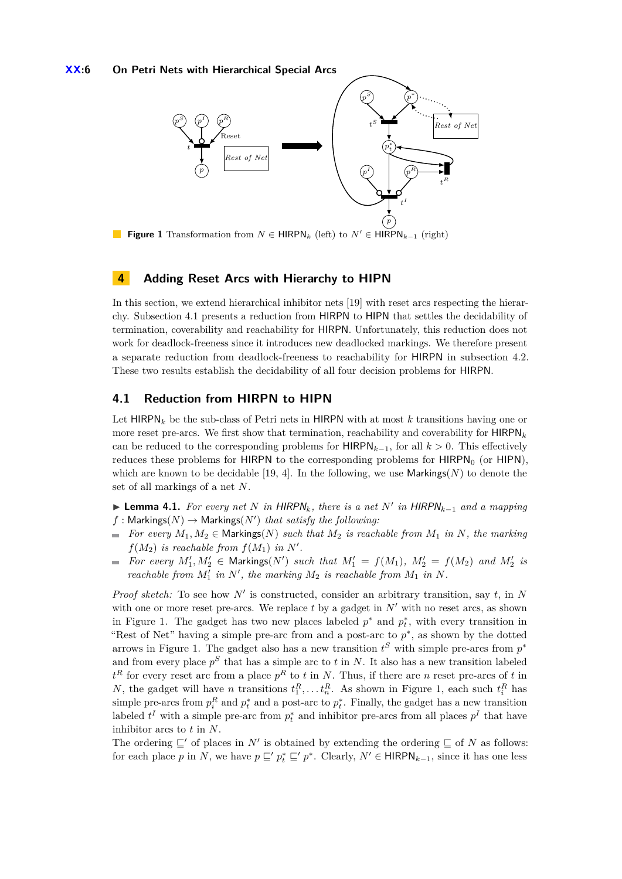**Figure 1** Transformation from $N \in \mathsf{HIRPN}_k$ (left) to $N' \in \mathsf{HIRPN}_{k-1}$ (right)

## 4 Adding Reset Arcs with Hierarchy to HIPN

In this section, we extend hierarchical inhibitor nets [19] with reset arcs respecting the hierarchy. Subsection 4.1 presents a reduction from HIRPN to HIPN that settles the decidability of termination, coverability and reachability for HIRPN. Unfortunately, this reduction does not work for deadlock-freeness since it introduces new deadlocked markings. We therefore present a separate reduction from deadlock-freeness to reachability for HIPN in subsection 4.2. These two results establish the decidability of all four decision problems for HIRPN.

### 4.1 Reduction from HIRPN to HIPN

Let $\mathsf{HIRPN}_k$ be the sub-class of Petri nets in HIRPN with at most $k$ transitions having one or more reset pre-arcs. We first show that termination, reachability and coverability for $\mathsf{HIRPN}_k$ can be reduced to the corresponding problems for $\mathsf{HIRPN}_{k-1}$, for all $k > 0$. This effectively reduces these problems for HIRPN to the corresponding problems for $\mathsf{HIRPN}_0$ (or HIPN), which are known to be decidable [19, 4]. In the following, we use $\mathsf{Markings}(N)$ to denote the set of all markings of a net $N$.

▶ **Lemma 4.1.** *For every net $N$ in $\mathsf{HIRPN}_k$, there is a net $N'$ in $\mathsf{HIRPN}_{k-1}$ and a mapping $f : \mathsf{Markings}(N) \to \mathsf{Markings}(N')$ that satisfy the following:*

- *For every $M_1, M_2 \in \mathsf{Markings}(N)$ such that $M_2$ is reachable from $M_1$ in $N$, the marking $f(M_2)$ is reachable from $f(M_1)$ in $N'$.*
- *For every $M_1', M_2' \in \mathsf{Markings}(N')$ such that $M_1' = f(M_1)$, $M_2' = f(M_2)$ and $M_2'$ is reachable from $M_1'$ in $N'$, the marking $M_2$ is reachable from $M_1$ in $N$.*

*Proof sketch:* To see how $N'$ is constructed, consider an arbitrary transition, say $t$, in $N$ with one or more reset pre-arcs. We replace $t$ by a gadget in $N'$ with no reset arcs, as shown in Figure 1. The gadget has two new places labeled $p^*$ and $p_t^*$, with every transition in "Rest of Net" having a simple pre-arc from and a post-arc to $p^*$, as shown by the dotted arrows in Figure 1. The gadget also has a new transition $t^S$ with simple pre-arcs from $p^*$ and from every place $p^S$ that has a simple arc to $t$ in $N$. It also has a new transition labeled $t^R$ for every reset arc from a place $p^R$ to $t$ in $N$. Thus, if there are $n$ reset pre-arcs of $t$ in $N$, the gadget will have $n$ transitions $t_1^R, \ldots t_n^R$. As shown in Figure 1, each such $t_i^R$ has simple pre-arcs from $p_i^R$ and $p_t^*$ and a post-arc to $p_t^*$. Finally, the gadget has a new transition labeled $t^I$ with a simple pre-arc from $p_t^*$ and inhibitor pre-arcs from all places $p^I$ that have inhibitor arcs to $t$ in $N$.
The ordering $\sqsubseteq'$ of places in $N'$ is obtained by extending the ordering $\sqsubseteq$ of $N$ as follows: for each place $p$ in $N$, we have $p \sqsubseteq' p_t^* \sqsubseteq' p^*$. Clearly, $N' \in \mathsf{HIRPN}_{k-1}$, since it has one less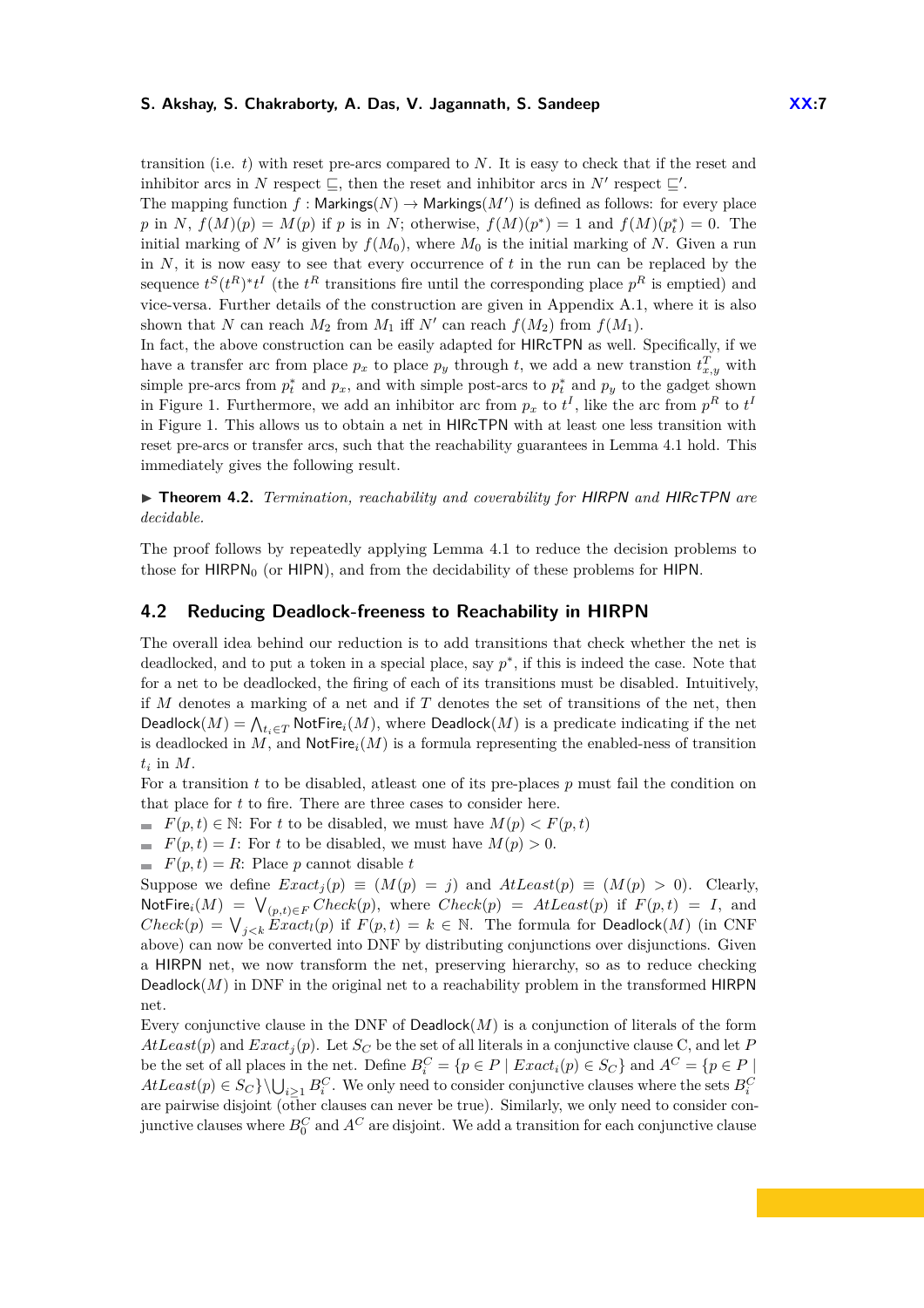transition (i.e. $t$) with reset pre-arcs compared to $N$. It is easy to check that if the reset and inhibitor arcs in $N$ respect $\sqsubseteq$, then the reset and inhibitor arcs in $N'$ respect $\sqsubseteq'$.
The mapping function $f : \mathsf{Markings}(N) \to \mathsf{Markings}(M')$ is defined as follows: for every place $p$ in $N$, $f(M)(p) = M(p)$ if $p$ is in $N$; otherwise, $f(M)(p^*) = 1$ and $f(M)(p^*_t) = 0$. The initial marking of $N'$ is given by $f(M_0)$, where $M_0$ is the initial marking of $N$. Given a run in $N$, it is now easy to see that every occurrence of $t$ in the run can be replaced by the sequence $t^S(t^R)^*t^I$ (the $t^R$ transitions fire until the corresponding place $p^R$ is emptied) and vice-versa. Further details of the construction are given in Appendix A.1, where it is also shown that $N$ can reach $M_2$ from $M_1$ iff $N'$ can reach $f(M_2)$ from $f(M_1)$.
In fact, the above construction can be easily adapted for HIRcTPN as well. Specifically, if we have a transfer arc from place $p_x$ to place $p_y$ through $t$, we add a new transtion $t^T_{x,y}$ with simple pre-arcs from $p^*_t$ and $p_x$, and with simple post-arcs to $p^*_t$ and $p_y$ to the gadget shown in Figure 1. Furthermore, we add an inhibitor arc from $p_x$ to $t^I$, like the arc from $p^R$ to $t^I$ in Figure 1. This allows us to obtain a net in HIRcTPN with at least one less transition with reset pre-arcs or transfer arcs, such that the reachability guarantees in Lemma 4.1 hold. This immediately gives the following result.

▶ **Theorem 4.2.** *Termination, reachability and coverability for HIRPN and HIRcTPN are decidable.*

The proof follows by repeatedly applying Lemma 4.1 to reduce the decision problems to those for $\mathsf{HIRPN}_0$ (or HIPN), and from the decidability of these problems for HIPN.

## 4.2 Reducing Deadlock-freeness to Reachability in HIRPN

The overall idea behind our reduction is to add transitions that check whether the net is deadlocked, and to put a token in a special place, say $p^*$, if this is indeed the case. Note that for a net to be deadlocked, the firing of each of its transitions must be disabled. Intuitively, if $M$ denotes a marking of a net and if $T$ denotes the set of transitions of the net, then $\mathsf{Deadlock}(M) = \bigwedge_{t_i \in T} \mathsf{NotFire}_i(M)$, where $\mathsf{Deadlock}(M)$ is a predicate indicating if the net is deadlocked in $M$, and $\mathsf{NotFire}_i(M)$ is a formula representing the enabled-ness of transition $t_i$ in $M$.
For a transition $t$ to be disabled, atleast one of its pre-places $p$ must fail the condition on that place for $t$ to fire. There are three cases to consider here.

- $F(p,t) \in \mathbb{N}$: For $t$ to be disabled, we must have $M(p) < F(p,t)$
- $F(p,t) = I$: For $t$ to be disabled, we must have $M(p) > 0$.
- $F(p,t) = R$: Place $p$ cannot disable $t$

Suppose we define $\mathit{Exact}_j(p) \equiv (M(p) = j)$ and $\mathit{AtLeast}(p) \equiv (M(p) > 0)$. Clearly, $\mathsf{NotFire}_i(M) = \bigvee_{(p,t) \in F} \mathit{Check}(p)$, where $\mathit{Check}(p) = \mathit{AtLeast}(p)$ if $F(p,t) = I$, and $\mathit{Check}(p) = \bigvee_{j<k} \mathit{Exact}_l(p)$ if $F(p,t) = k \in \mathbb{N}$. The formula for $\mathsf{Deadlock}(M)$ (in CNF above) can now be converted into DNF by distributing conjunctions over disjunctions. Given a HIRPN net, we now transform the net, preserving hierarchy, so as to reduce checking $\mathsf{Deadlock}(M)$ in DNF in the original net to a reachability problem in the transformed HIRPN net.
Every conjunctive clause in the DNF of $\mathsf{Deadlock}(M)$ is a conjunction of literals of the form $\mathit{AtLeast}(p)$ and $\mathit{Exact}_j(p)$. Let $S_C$ be the set of all literals in a conjunctive clause C, and let $P$ be the set of all places in the net. Define $B^C_i = \{p \in P \mid \mathit{Exact}_i(p) \in S_C\}$ and $A^C = \{p \in P \mid \mathit{AtLeast}(p) \in S_C\} \setminus \bigcup_{i \geq 1} B^C_i$. We only need to consider conjunctive clauses where the sets $B^C_i$ are pairwise disjoint (other clauses can never be true). Similarly, we only need to consider conjunctive clauses where $B^C_0$ and $A^C$ are disjoint. We add a transition for each conjunctive clause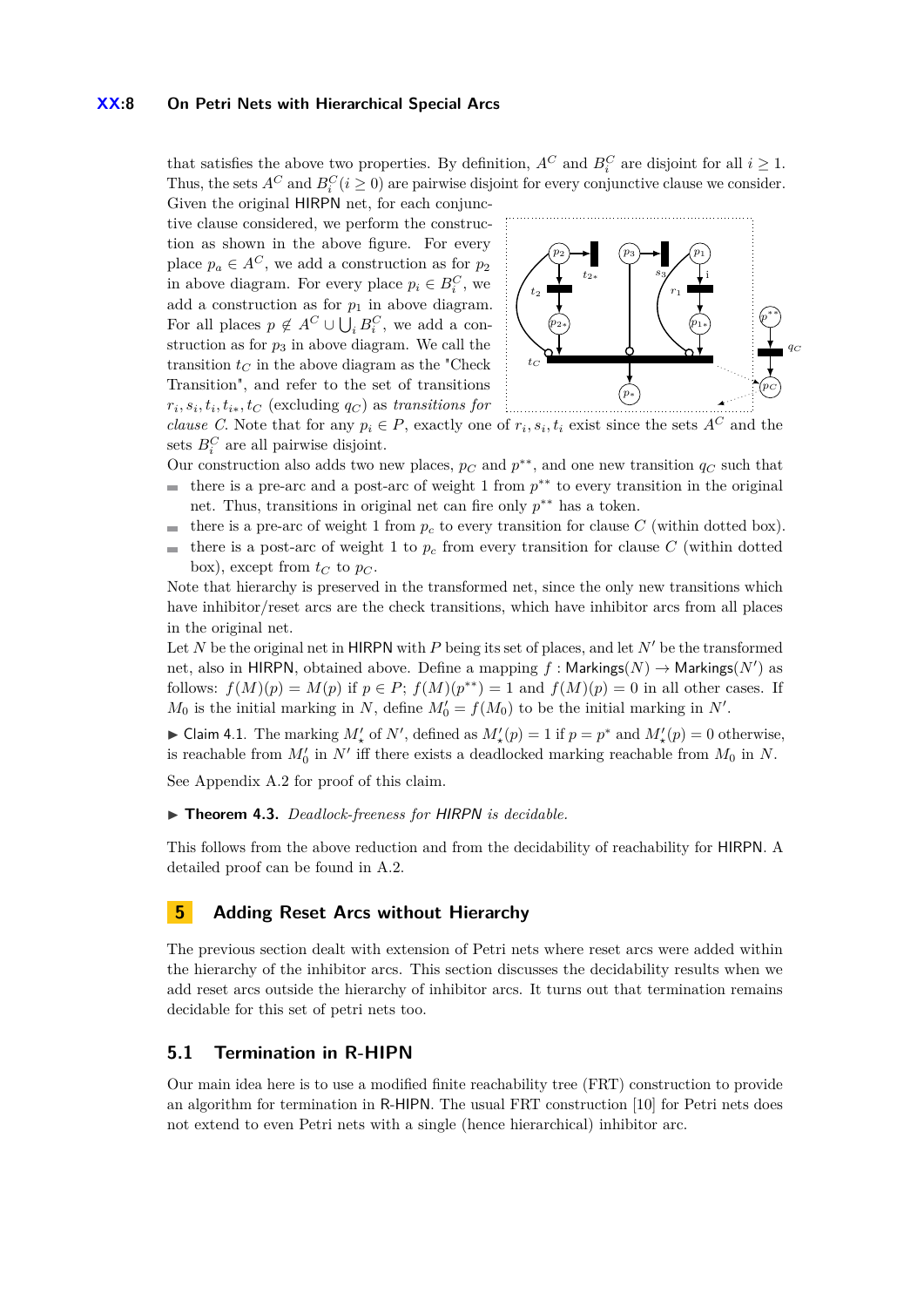that satisfies the above two properties. By definition, $A^C$ and $B_i^C$ are disjoint for all $i \geq 1$. Thus, the sets $A^C$ and $B_i^C (i \geq 0)$ are pairwise disjoint for every conjunctive clause we consider.

Given the original HIRPN net, for each conjunctive clause considered, we perform the construction as shown in the above figure. For every place $p_a \in A^C$, we add a construction as for $p_2$ in above diagram. For every place $p_i \in B_i^C$, we add a construction as for $p_1$ in above diagram. For all places $p \notin A^C \cup \bigcup_i B_i^C$, we add a construction as for $p_3$ in above diagram. We call the transition $t_C$ in the above diagram as the "Check Transition", and refer to the set of transitions $r_i, s_i, t_i, t_{i*}, t_C$ (excluding $q_C$) as *transitions for clause C*. Note that for any $p_i \in P$, exactly one of $r_i, s_i, t_i$ exist since the sets $A^C$ and the sets $B_i^C$ are all pairwise disjoint.

Our construction also adds two new places, $p_C$ and $p^{**}$, and one new transition $q_C$ such that

- there is a pre-arc and a post-arc of weight 1 from $p^{**}$ to every transition in the original net. Thus, transitions in original net can fire only $p^{**}$ has a token.
- there is a pre-arc of weight 1 from $p_c$ to every transition for clause $C$ (within dotted box).
- there is a post-arc of weight 1 to $p_c$ from every transition for clause $C$ (within dotted box), except from $t_C$ to $p_C$.

Note that hierarchy is preserved in the transformed net, since the only new transitions which have inhibitor/reset arcs are the check transitions, which have inhibitor arcs from all places in the original net.

Let $N$ be the original net in HIRPN with $P$ being its set of places, and let $N'$ be the transformed net, also in HIRPN, obtained above. Define a mapping $f : \mathsf{Markings}(N) \to \mathsf{Markings}(N')$ as follows: $f(M)(p) = M(p)$ if $p \in P$; $f(M)(p^{**}) = 1$ and $f(M)(p) = 0$ in all other cases. If $M_0$ is the initial marking in $N$, define $M_0' = f(M_0)$ to be the initial marking in $N'$.

▶ Claim 4.1. The marking $M_\star'$ of $N'$, defined as $M_\star'(p) = 1$ if $p = p^*$ and $M_\star'(p) = 0$ otherwise, is reachable from $M_0'$ in $N'$ iff there exists a deadlocked marking reachable from $M_0$ in $N$.

See Appendix A.2 for proof of this claim.

▶ **Theorem 4.3.** *Deadlock-freeness for HIRPN is decidable.*

This follows from the above reduction and from the decidability of reachability for HIRPN. A detailed proof can be found in A.2.

## 5 Adding Reset Arcs without Hierarchy

The previous section dealt with extension of Petri nets where reset arcs were added within the hierarchy of the inhibitor arcs. This section discusses the decidability results when we add reset arcs outside the hierarchy of inhibitor arcs. It turns out that termination remains decidable for this set of petri nets too.

### 5.1 Termination in R-HIPN

Our main idea here is to use a modified finite reachability tree (FRT) construction to provide an algorithm for termination in R-HIPN. The usual FRT construction [10] for Petri nets does not extend to even Petri nets with a single (hence hierarchical) inhibitor arc.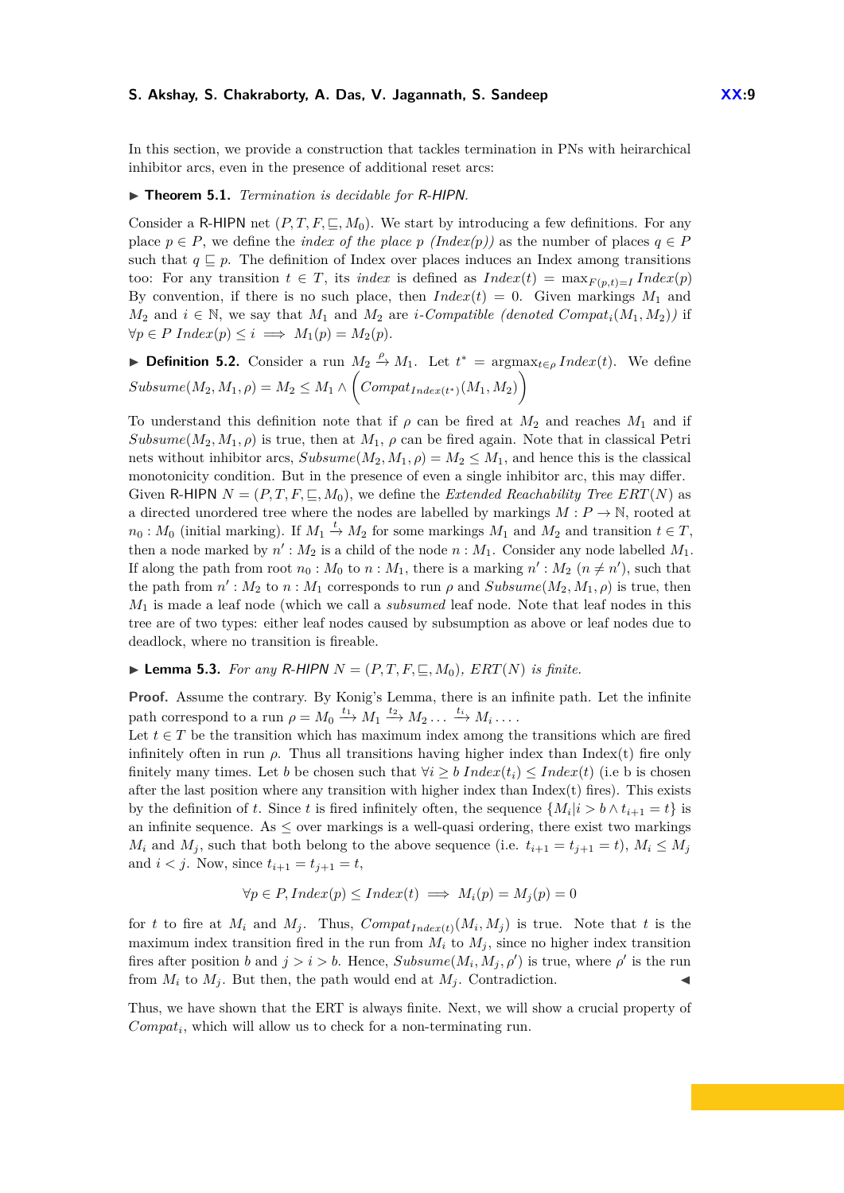In this section, we provide a construction that tackles termination in PNs with heirarchical inhibitor arcs, even in the presence of additional reset arcs:

▶ **Theorem 5.1.** *Termination is decidable for R-HIPN.*

Consider a R-HIPN net $(P, T, F, \sqsubseteq, M_0)$. We start by introducing a few definitions. For any place $p \in P$, we define the *index of the place p (Index(p))* as the number of places $q \in P$ such that $q \sqsubseteq p$. The definition of Index over places induces an Index among transitions too: For any transition $t \in T$, its *index* is defined as $Index(t) = \max_{F(p,t)=I} Index(p)$ By convention, if there is no such place, then $Index(t) = 0$. Given markings $M_1$ and $M_2$ and $i \in \mathbb{N}$, we say that $M_1$ and $M_2$ are *i-Compatible (denoted $Compat_i(M_1, M_2)$)* if $\forall p \in P \; Index(p) \leq i \implies M_1(p) = M_2(p)$.

▶ **Definition 5.2.** Consider a run $M_2 \xrightarrow{\rho} M_1$. Let $t^* = \text{argmax}_{t \in \rho} Index(t)$. We define $Subsume(M_2, M_1, \rho) = M_2 \leq M_1 \wedge \left( Compat_{Index(t^*)}(M_1, M_2) \right)$

To understand this definition note that if $\rho$ can be fired at $M_2$ and reaches $M_1$ and if $Subsume(M_2, M_1, \rho)$ is true, then at $M_1$, $\rho$ can be fired again. Note that in classical Petri nets without inhibitor arcs, $Subsume(M_2, M_1, \rho) = M_2 \leq M_1$, and hence this is the classical monotonicity condition. But in the presence of even a single inhibitor arc, this may differ. Given R-HIPN $N = (P, T, F, \sqsubseteq, M_0)$, we define the *Extended Reachability Tree ERT(N)* as a directed unordered tree where the nodes are labelled by markings $M : P \to \mathbb{N}$, rooted at $n_0 : M_0$ (initial marking). If $M_1 \xrightarrow{t} M_2$ for some markings $M_1$ and $M_2$ and transition $t \in T$, then a node marked by $n' : M_2$ is a child of the node $n : M_1$. Consider any node labelled $M_1$. If along the path from root $n_0 : M_0$ to $n : M_1$, there is a marking $n' : M_2$ $(n \neq n')$, such that the path from $n' : M_2$ to $n : M_1$ corresponds to run $\rho$ and $Subsume(M_2, M_1, \rho)$ is true, then $M_1$ is made a leaf node (which we call a *subsumed* leaf node. Note that leaf nodes in this tree are of two types: either leaf nodes caused by subsumption as above or leaf nodes due to deadlock, where no transition is fireable.

▶ **Lemma 5.3.** *For any R-HIPN $N = (P, T, F, \sqsubseteq, M_0)$, ERT(N) is finite.*

**Proof.** Assume the contrary. By Konig's Lemma, there is an infinite path. Let the infinite path correspond to a run $\rho = M_0 \xrightarrow{t_1} M_1 \xrightarrow{t_2} M_2 \ldots \xrightarrow{t_i} M_i \ldots$.
Let $t \in T$ be the transition which has maximum index among the transitions which are fired infinitely often in run $\rho$. Thus all transitions having higher index than Index(t) fire only finitely many times. Let $b$ be chosen such that $\forall i \geq b \; Index(t_i) \leq Index(t)$ (i.e b is chosen after the last position where any transition with higher index than Index(t) fires). This exists by the definition of $t$. Since $t$ is fired infinitely often, the sequence $\{M_i | i > b \wedge t_{i+1} = t\}$ is an infinite sequence. As $\leq$ over markings is a well-quasi ordering, there exist two markings $M_i$ and $M_j$, such that both belong to the above sequence (i.e. $t_{i+1} = t_{j+1} = t$), $M_i \leq M_j$ and $i < j$. Now, since $t_{i+1} = t_{j+1} = t$,

$$\forall p \in P, Index(p) \leq Index(t) \implies M_i(p) = M_j(p) = 0$$

for $t$ to fire at $M_i$ and $M_j$. Thus, $Compat_{Index(t)}(M_i, M_j)$ is true. Note that $t$ is the maximum index transition fired in the run from $M_i$ to $M_j$, since no higher index transition fires after position $b$ and $j > i > b$. Hence, $Subsume(M_i, M_j, \rho')$ is true, where $\rho'$ is the run from $M_i$ to $M_j$. But then, the path would end at $M_j$. Contradiction. ◀

Thus, we have shown that the ERT is always finite. Next, we will show a crucial property of $Compat_i$, which will allow us to check for a non-terminating run.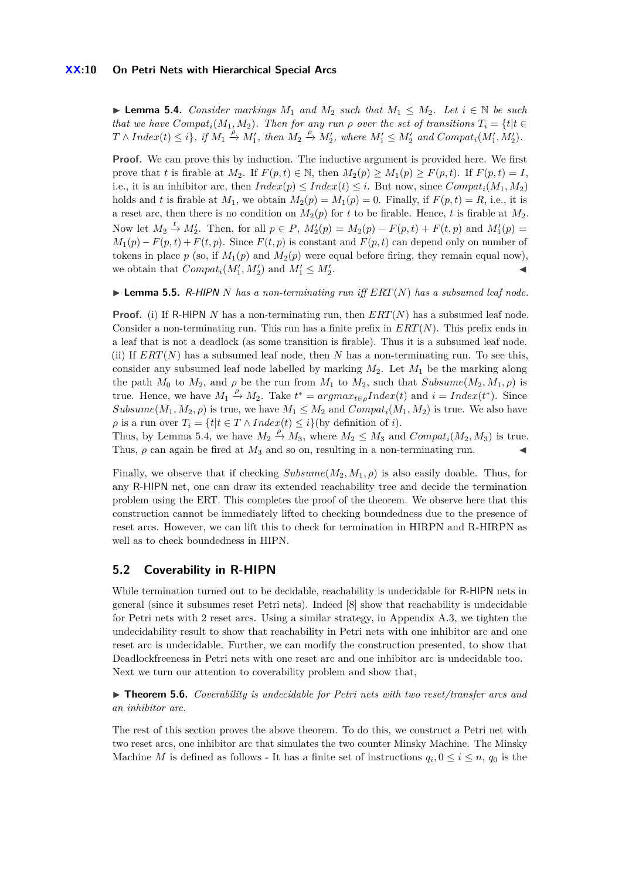▶ **Lemma 5.4.** *Consider markings $M_1$ and $M_2$ such that $M_1 \leq M_2$. Let $i \in \mathbb{N}$ be such that we have $Compat_i(M_1, M_2)$. Then for any run $\rho$ over the set of transitions $T_i = \{t | t \in T \wedge Index(t) \leq i\}$, if $M_1 \xrightarrow{\rho} M_1'$, then $M_2 \xrightarrow{\rho} M_2'$, where $M_1' \leq M_2'$ and $Compat_i(M_1', M_2')$.*

**Proof.** We can prove this by induction. The inductive argument is provided here. We first prove that $t$ is firable at $M_2$. If $F(p,t) \in \mathbb{N}$, then $M_2(p) \geq M_1(p) \geq F(p,t)$. If $F(p,t) = I$, i.e., it is an inhibitor arc, then $Index(p) \leq Index(t) \leq i$. But now, since $Compat_i(M_1, M_2)$ holds and $t$ is firable at $M_1$, we obtain $M_2(p) = M_1(p) = 0$. Finally, if $F(p,t) = R$, i.e., it is a reset arc, then there is no condition on $M_2(p)$ for $t$ to be firable. Hence, $t$ is firable at $M_2$. Now let $M_2 \xrightarrow{t} M_2'$. Then, for all $p \in P$, $M_2'(p) = M_2(p) - F(p,t) + F(t,p)$ and $M_1'(p) = M_1(p) - F(p,t) + F(t,p)$. Since $F(t,p)$ is constant and $F(p,t)$ can depend only on number of tokens in place $p$ (so, if $M_1(p)$ and $M_2(p)$ were equal before firing, they remain equal now), we obtain that $Compat_i(M_1', M_2')$ and $M_1' \leq M_2'$. ◀

▶ **Lemma 5.5.** *R-HIPN $N$ has a non-terminating run iff $ERT(N)$ has a subsumed leaf node.*

**Proof.** (i) If R-HIPN $N$ has a non-terminating run, then $ERT(N)$ has a subsumed leaf node. Consider a non-terminating run. This run has a finite prefix in $ERT(N)$. This prefix ends in a leaf that is not a deadlock (as some transition is firable). Thus it is a subsumed leaf node.
(ii) If $ERT(N)$ has a subsumed leaf node, then $N$ has a non-terminating run. To see this, consider any subsumed leaf node labelled by marking $M_2$. Let $M_1$ be the marking along the path $M_0$ to $M_2$, and $\rho$ be the run from $M_1$ to $M_2$, such that $Subsume(M_2, M_1, \rho)$ is true. Hence, we have $M_1 \xrightarrow{\rho} M_2$. Take $t^* = argmax_{t \in \rho} Index(t)$ and $i = Index(t^*)$. Since $Subsume(M_1, M_2, \rho)$ is true, we have $M_1 \leq M_2$ and $Compat_i(M_1, M_2)$ is true. We also have $\rho$ is a run over $T_i = \{t | t \in T \wedge Index(t) \leq i\}$(by definition of $i$).
Thus, by Lemma 5.4, we have $M_2 \xrightarrow{\rho} M_3$, where $M_2 \leq M_3$ and $Compat_i(M_2, M_3)$ is true. Thus, $\rho$ can again be fired at $M_3$ and so on, resulting in a non-terminating run. ◀

Finally, we observe that if checking $Subsume(M_2, M_1, \rho)$ is also easily doable. Thus, for any R-HIPN net, one can draw its extended reachability tree and decide the termination problem using the ERT. This completes the proof of the theorem. We observe here that this construction cannot be immediately lifted to checking boundedness due to the presence of reset arcs. However, we can lift this to check for termination in HIRPN and R-HIRPN as well as to check boundedness in HIPN.

## 5.2 Coverability in R-HIPN

While termination turned out to be decidable, reachability is undecidable for R-HIPN nets in general (since it subsumes reset Petri nets). Indeed [8] show that reachability is undecidable for Petri nets with 2 reset arcs. Using a similar strategy, in Appendix A.3, we tighten the undecidability result to show that reachability in Petri nets with one inhibitor arc and one reset arc is undecidable. Further, we can modify the construction presented, to show that Deadlockfreeness in Petri nets with one reset arc and one inhibitor arc is undecidable too. Next we turn our attention to coverability problem and show that,

▶ **Theorem 5.6.** *Coverability is undecidable for Petri nets with two reset/transfer arcs and an inhibitor arc.*

The rest of this section proves the above theorem. To do this, we construct a Petri net with two reset arcs, one inhibitor arc that simulates the two counter Minsky Machine. The Minsky Machine $M$ is defined as follows - It has a finite set of instructions $q_i, 0 \leq i \leq n$, $q_0$ is the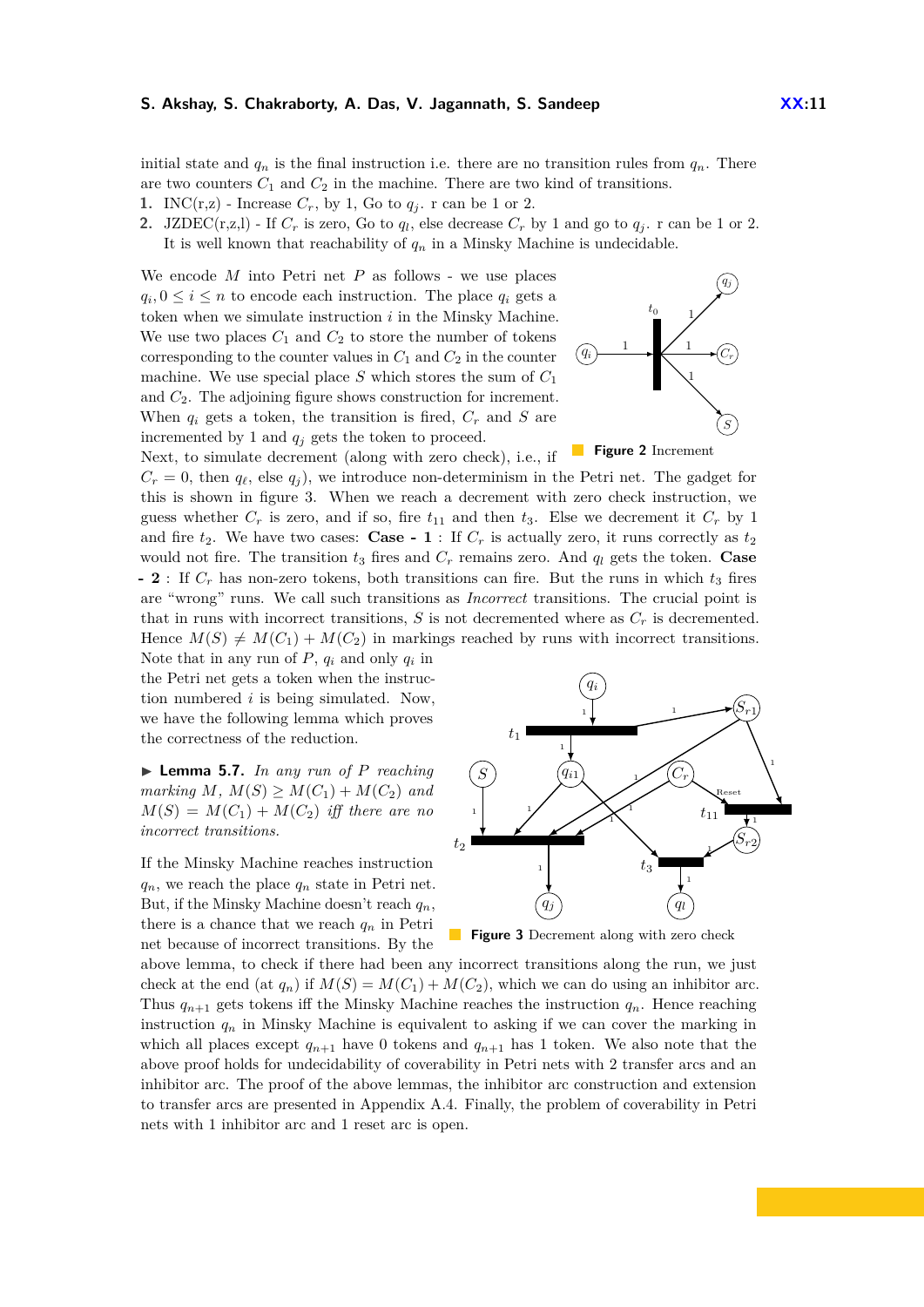initial state and $q_n$ is the final instruction i.e. there are no transition rules from $q_n$. There are two counters $C_1$ and $C_2$ in the machine. There are two kind of transitions.

1. INC(r,z) - Increase $C_r$, by 1, Go to $q_j$. r can be 1 or 2.
2. JZDEC(r,z,l) - If $C_r$ is zero, Go to $q_l$, else decrease $C_r$ by 1 and go to $q_j$. r can be 1 or 2. It is well known that reachability of $q_n$ in a Minsky Machine is undecidable.

We encode $M$ into Petri net $P$ as follows - we use places $q_i, 0 \leq i \leq n$ to encode each instruction. The place $q_i$ gets a token when we simulate instruction $i$ in the Minsky Machine. We use two places $C_1$ and $C_2$ to store the number of tokens corresponding to the counter values in $C_1$ and $C_2$ in the counter machine. We use special place $S$ which stores the sum of $C_1$ and $C_2$. The adjoining figure shows construction for increment. When $q_i$ gets a token, the transition is fired, $C_r$ and $S$ are incremented by 1 and $q_j$ gets the token to proceed.

**Figure 2** Increment

Next, to simulate decrement (along with zero check), i.e., if $C_r = 0$, then $q_\ell$, else $q_j$), we introduce non-determinism in the Petri net. The gadget for this is shown in figure 3. When we reach a decrement with zero check instruction, we guess whether $C_r$ is zero, and if so, fire $t_{11}$ and then $t_3$. Else we decrement it $C_r$ by 1 and fire $t_2$. We have two cases: **Case - 1** : If $C_r$ is actually zero, it runs correctly as $t_2$ would not fire. The transition $t_3$ fires and $C_r$ remains zero. And $q_l$ gets the token. **Case - 2** : If $C_r$ has non-zero tokens, both transitions can fire. But the runs in which $t_3$ fires are "wrong" runs. We call such transitions as *Incorrect* transitions. The crucial point is that in runs with incorrect transitions, $S$ is not decremented where as $C_r$ is decremented. Hence $M(S) \neq M(C_1) + M(C_2)$ in markings reached by runs with incorrect transitions. Note that in any run of $P$, $q_i$ and only $q_i$ in the Petri net gets a token when the instruction numbered $i$ is being simulated. Now, we have the following lemma which proves the correctness of the reduction.

▶ **Lemma 5.7.** *In any run of $P$ reaching marking $M$, $M(S) \geq M(C_1) + M(C_2)$ and $M(S) = M(C_1) + M(C_2)$ iff there are no incorrect transitions.*

If the Minsky Machine reaches instruction $q_n$, we reach the place $q_n$ state in Petri net. But, if the Minsky Machine doesn't reach $q_n$, there is a chance that we reach $q_n$ in Petri net because of incorrect transitions. By the above lemma, to check if there had been any incorrect transitions along the run, we just check at the end (at $q_n$) if $M(S) = M(C_1) + M(C_2)$, which we can do using an inhibitor arc. Thus $q_{n+1}$ gets tokens iff the Minsky Machine reaches the instruction $q_n$. Hence reaching instruction $q_n$ in Minsky Machine is equivalent to asking if we can cover the marking in which all places except $q_{n+1}$ have 0 tokens and $q_{n+1}$ has 1 token. We also note that the above proof holds for undecidability of coverability in Petri nets with 2 transfer arcs and an inhibitor arc. The proof of the above lemmas, the inhibitor arc construction and extension to transfer arcs are presented in Appendix A.4. Finally, the problem of coverability in Petri nets with 1 inhibitor arc and 1 reset arc is open.

**Figure 3** Decrement along with zero check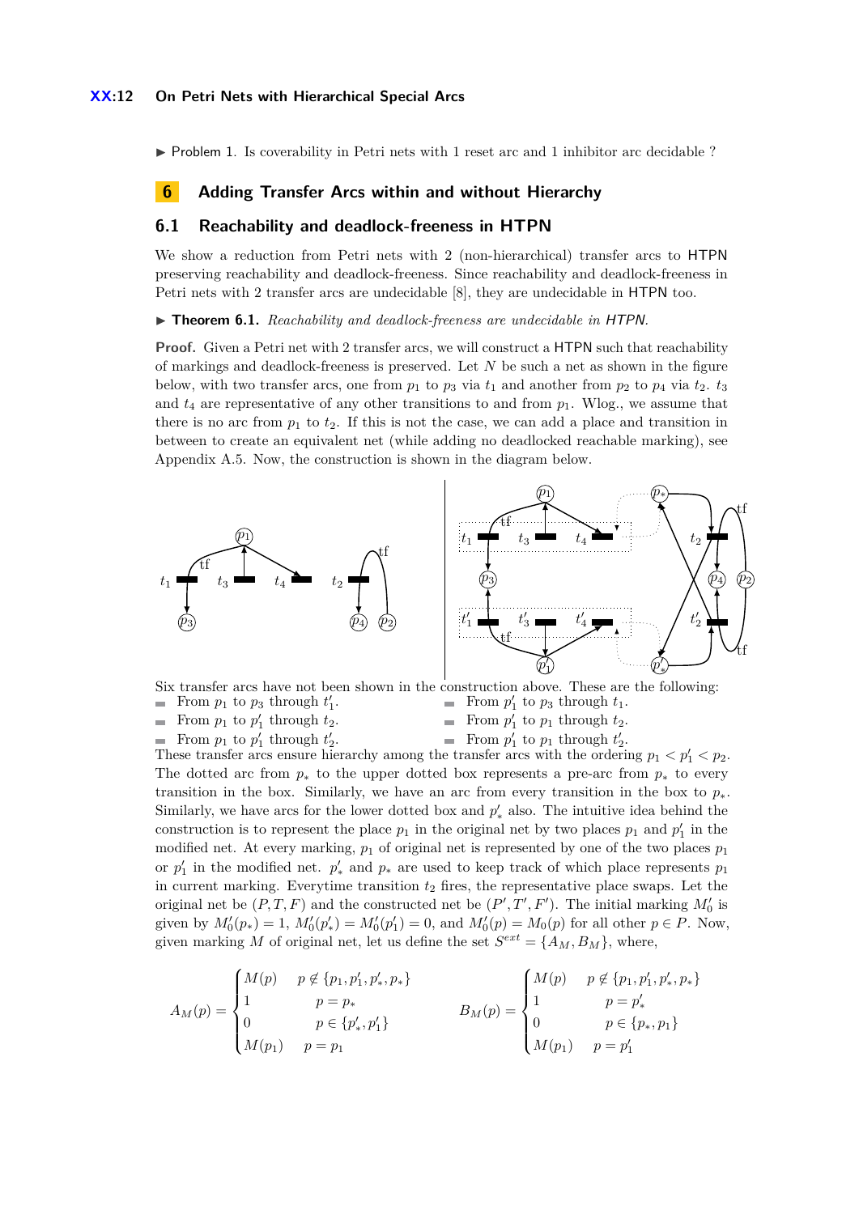▶ Problem 1. Is coverability in Petri nets with 1 reset arc and 1 inhibitor arc decidable ?

## 6 Adding Transfer Arcs within and without Hierarchy

### 6.1 Reachability and deadlock-freeness in HTPN

We show a reduction from Petri nets with 2 (non-hierarchical) transfer arcs to HTPN preserving reachability and deadlock-freeness. Since reachability and deadlock-freeness in Petri nets with 2 transfer arcs are undecidable [8], they are undecidable in HTPN too.

▶ **Theorem 6.1.** *Reachability and deadlock-freeness are undecidable in HTPN.*

**Proof.** Given a Petri net with 2 transfer arcs, we will construct a HTPN such that reachability of markings and deadlock-freeness is preserved. Let $N$ be such a net as shown in the figure below, with two transfer arcs, one from $p_1$ to $p_3$ via $t_1$ and another from $p_2$ to $p_4$ via $t_2$. $t_3$ and $t_4$ are representative of any other transitions to and from $p_1$. Wlog., we assume that there is no arc from $p_1$ to $t_2$. If this is not the case, we can add a place and transition in between to create an equivalent net (while adding no deadlocked reachable marking), see Appendix A.5. Now, the construction is shown in the diagram below.

Six transfer arcs have not been shown in the construction above. These are the following:

- From $p_1$ to $p_3$ through $t_1'$.
- From $p_1'$ to $p_3$ through $t_1$.
- From $p_1$ to $p_1'$ through $t_2$.
- From $p_1'$ to $p_1$ through $t_2$.
- From $p_1$ to $p_1'$ through $t_2'$.
- From $p_1'$ to $p_1$ through $t_2'$.

These transfer arcs ensure hierarchy among the transfer arcs with the ordering $p_1 < p_1' < p_2$. The dotted arc from $p_*$ to the upper dotted box represents a pre-arc from $p_*$ to every transition in the box. Similarly, we have an arc from every transition in the box to $p_*$. Similarly, we have arcs for the lower dotted box and $p_*'$ also. The intuitive idea behind the construction is to represent the place $p_1$ in the original net by two places $p_1$ and $p_1'$ in the modified net. At every marking, $p_1$ of original net is represented by one of the two places $p_1$ or $p_1'$ in the modified net. $p_*'$ and $p_*$ are used to keep track of which place represents $p_1$ in current marking. Everytime transition $t_2$ fires, the representative place swaps. Let the original net be $(P, T, F)$ and the constructed net be $(P', T', F')$. The initial marking $M_0'$ is given by $M_0'(p_*) = 1$, $M_0'(p_*') = M_0'(p_1') = 0$, and $M_0'(p) = M_0(p)$ for all other $p \in P$. Now, given marking $M$ of original net, let us define the set $S^{ext} = \{A_M, B_M\}$, where,

$$A_M(p) = \begin{cases} M(p) & p \notin \{p_1, p_1', p_*', p_*\} \\ 1 & p = p_* \\ 0 & p \in \{p_*', p_1'\} \\ M(p_1) & p = p_1 \end{cases} \qquad B_M(p) = \begin{cases} M(p) & p \notin \{p_1, p_1', p_*', p_*\} \\ 1 & p = p_*' \\ 0 & p \in \{p_*, p_1\} \\ M(p_1) & p = p_1' \end{cases}$$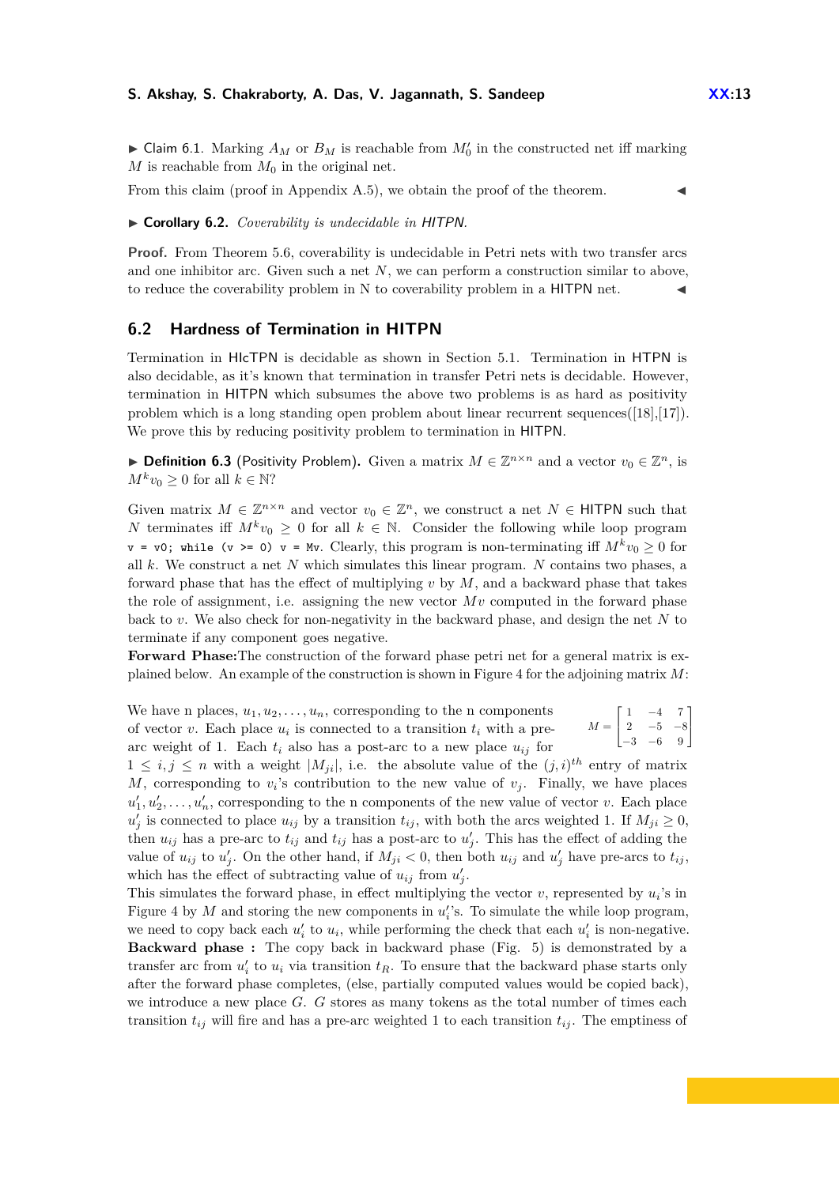▶ Claim 6.1. Marking $A_M$ or $B_M$ is reachable from $M_0'$ in the constructed net iff marking $M$ is reachable from $M_0$ in the original net.

From this claim (proof in Appendix A.5), we obtain the proof of the theorem. ◀

▶ **Corollary 6.2.** *Coverability is undecidable in HITPN.*

**Proof.** From Theorem 5.6, coverability is undecidable in Petri nets with two transfer arcs and one inhibitor arc. Given such a net $N$, we can perform a construction similar to above, to reduce the coverability problem in N to coverability problem in a HITPN net. ◀

## 6.2 Hardness of Termination in HITPN

Termination in HIcTPN is decidable as shown in Section 5.1. Termination in HTPN is also decidable, as it's known that termination in transfer Petri nets is decidable. However, termination in HITPN which subsumes the above two problems is as hard as positivity problem which is a long standing open problem about linear recurrent sequences([18],[17]). We prove this by reducing positivity problem to termination in HITPN.

▶ **Definition 6.3** (Positivity Problem). Given a matrix $M \in \mathbb{Z}^{n\times n}$ and a vector $v_0 \in \mathbb{Z}^n$, is $M^k v_0 \geq 0$ for all $k \in \mathbb{N}$?

Given matrix $M \in \mathbb{Z}^{n\times n}$ and vector $v_0 \in \mathbb{Z}^n$, we construct a net $N \in$ HITPN such that $N$ terminates iff $M^k v_0 \geq 0$ for all $k \in \mathbb{N}$. Consider the following while loop program `v = v0; while (v >= 0) v = Mv`. Clearly, this program is non-terminating iff $M^k v_0 \geq 0$ for all $k$. We construct a net $N$ which simulates this linear program. $N$ contains two phases, a forward phase that has the effect of multiplying $v$ by $M$, and a backward phase that takes the role of assignment, i.e. assigning the new vector $Mv$ computed in the forward phase back to $v$. We also check for non-negativity in the backward phase, and design the net $N$ to terminate if any component goes negative.

**Forward Phase:**The construction of the forward phase petri net for a general matrix is explained below. An example of the construction is shown in Figure 4 for the adjoining matrix $M$:

$$M = \begin{bmatrix} 1 & -4 & 7 \\ 2 & -5 & -8 \\ -3 & -6 & 9 \end{bmatrix}$$

We have n places, $u_1, u_2, \ldots, u_n$, corresponding to the n components of vector $v$. Each place $u_i$ is connected to a transition $t_i$ with a pre-arc weight of 1. Each $t_i$ also has a post-arc to a new place $u_{ij}$ for $1 \leq i, j \leq n$ with a weight $|M_{ji}|$, i.e. the absolute value of the $(j,i)^{th}$ entry of matrix $M$, corresponding to $v_i$'s contribution to the new value of $v_j$. Finally, we have places $u_1', u_2', \ldots, u_n'$, corresponding to the n components of the new value of vector $v$. Each place $u_j'$ is connected to place $u_{ij}$ by a transition $t_{ij}$, with both the arcs weighted 1. If $M_{ji} \geq 0$, then $u_{ij}$ has a pre-arc to $t_{ij}$ and $t_{ij}$ has a post-arc to $u_j'$. This has the effect of adding the value of $u_{ij}$ to $u_j'$. On the other hand, if $M_{ji} < 0$, then both $u_{ij}$ and $u_j'$ have pre-arcs to $t_{ij}$, which has the effect of subtracting value of $u_{ij}$ from $u_j'$.

This simulates the forward phase, in effect multiplying the vector $v$, represented by $u_i$'s in Figure 4 by $M$ and storing the new components in $u_i'$'s. To simulate the while loop program, we need to copy back each $u_i'$ to $u_i$, while performing the check that each $u_i'$ is non-negative.

**Backward phase :** The copy back in backward phase (Fig. 5) is demonstrated by a transfer arc from $u_i'$ to $u_i$ via transition $t_R$. To ensure that the backward phase starts only after the forward phase completes, (else, partially computed values would be copied back), we introduce a new place $G$. $G$ stores as many tokens as the total number of times each transition $t_{ij}$ will fire and has a pre-arc weighted 1 to each transition $t_{ij}$. The emptiness of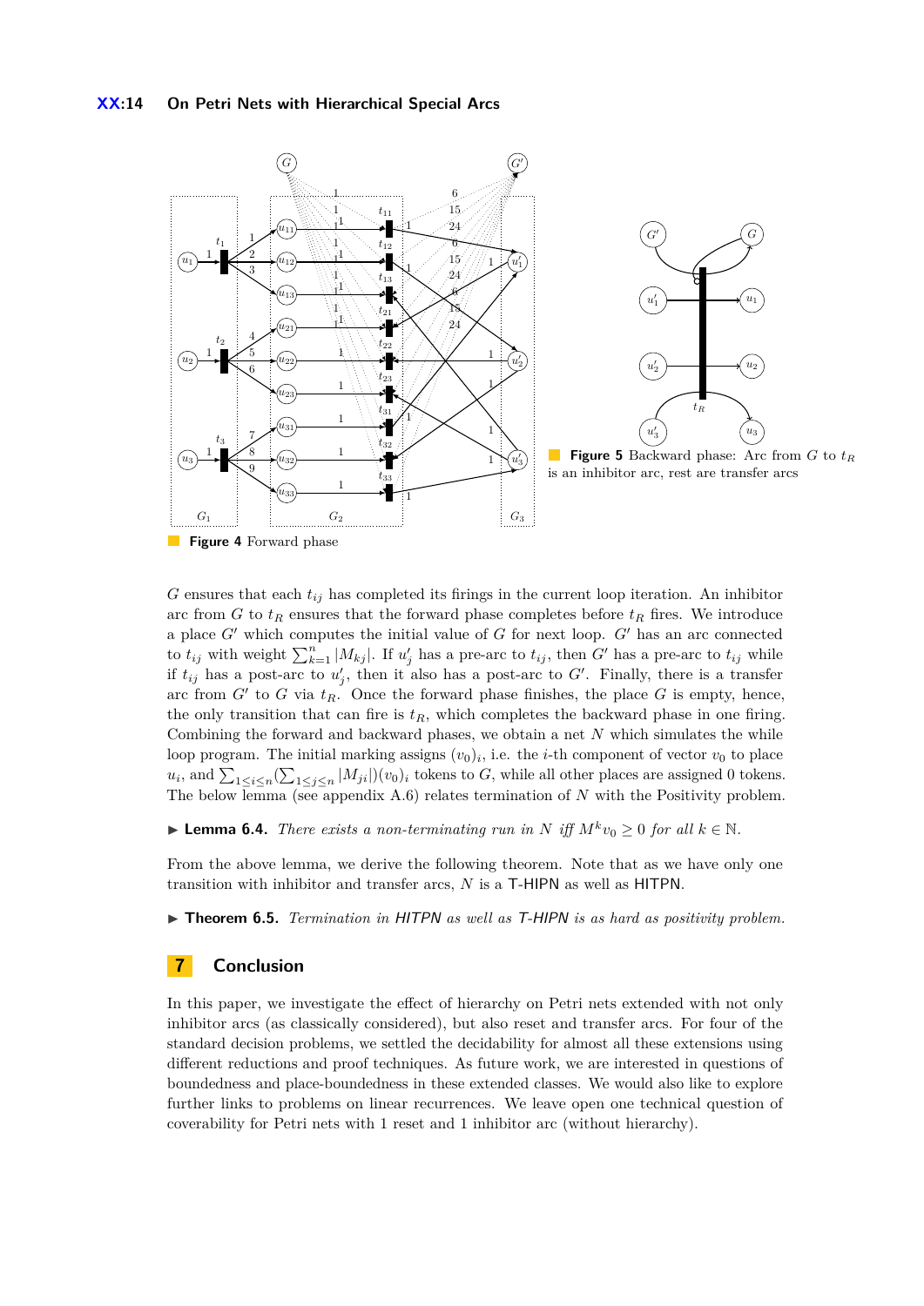**Figure 4** Forward phase

**Figure 5** Backward phase: Arc from $G$ to $t_R$ is an inhibitor arc, rest are transfer arcs

$G$ ensures that each $t_{ij}$ has completed its firings in the current loop iteration. An inhibitor arc from $G$ to $t_R$ ensures that the forward phase completes before $t_R$ fires. We introduce a place $G'$ which computes the initial value of $G$ for next loop. $G'$ has an arc connected to $t_{ij}$ with weight $\sum_{k=1}^{n} |M_{kj}|$. If $u'_j$ has a pre-arc to $t_{ij}$, then $G'$ has a pre-arc to $t_{ij}$ while if $t_{ij}$ has a post-arc to $u'_j$, then it also has a post-arc to $G'$. Finally, there is a transfer arc from $G'$ to $G$ via $t_R$. Once the forward phase finishes, the place $G$ is empty, hence, the only transition that can fire is $t_R$, which completes the backward phase in one firing. Combining the forward and backward phases, we obtain a net $N$ which simulates the while loop program. The initial marking assigns $(v_0)_i$, i.e. the $i$-th component of vector $v_0$ to place $u_i$, and $\sum_{1 \le i \le n}(\sum_{1 \le j \le n} |M_{ji}|)(v_0)_i$ tokens to $G$, while all other places are assigned 0 tokens. The below lemma (see appendix A.6) relates termination of $N$ with the Positivity problem.

▶ **Lemma 6.4.** *There exists a non-terminating run in $N$ iff $M^k v_0 \ge 0$ for all $k \in \mathbb{N}$.*

From the above lemma, we derive the following theorem. Note that as we have only one transition with inhibitor and transfer arcs, $N$ is a T-HIPN as well as HITPN.

▶ **Theorem 6.5.** *Termination in HITPN as well as T-HIPN is as hard as positivity problem.*

## 7 Conclusion

In this paper, we investigate the effect of hierarchy on Petri nets extended with not only inhibitor arcs (as classically considered), but also reset and transfer arcs. For four of the standard decision problems, we settled the decidability for almost all these extensions using different reductions and proof techniques. As future work, we are interested in questions of boundedness and place-boundedness in these extended classes. We would also like to explore further links to problems on linear recurrences. We leave open one technical question of coverability for Petri nets with 1 reset and 1 inhibitor arc (without hierarchy).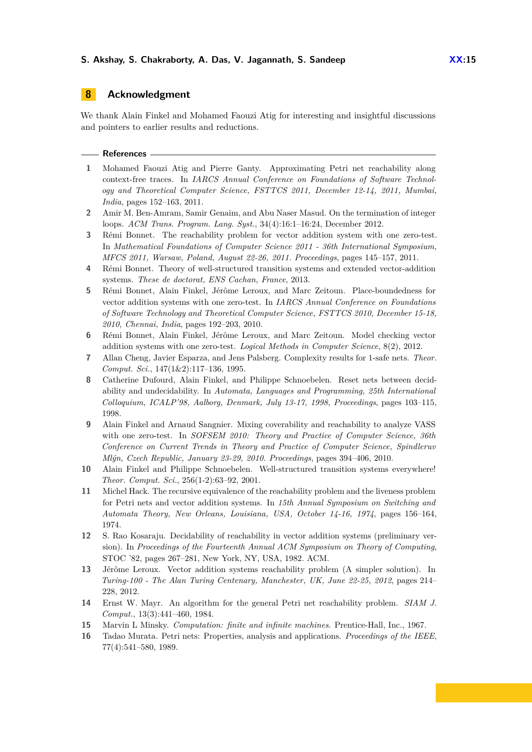## 8 Acknowledgment

We thank Alain Finkel and Mohamed Faouzi Atig for interesting and insightful discussions and pointers to earlier results and reductions.

### References

1. Mohamed Faouzi Atig and Pierre Ganty. Approximating Petri net reachability along context-free traces. In *IARCS Annual Conference on Foundations of Software Technology and Theoretical Computer Science, FSTTCS 2011, December 12-14, 2011, Mumbai, India*, pages 152–163, 2011.
2. Amir M. Ben-Amram, Samir Genaim, and Abu Naser Masud. On the termination of integer loops. *ACM Trans. Program. Lang. Syst.*, 34(4):16:1–16:24, December 2012.
3. Rémi Bonnet. The reachability problem for vector addition system with one zero-test. In *Mathematical Foundations of Computer Science 2011 - 36th International Symposium, MFCS 2011, Warsaw, Poland, August 22-26, 2011. Proceedings*, pages 145–157, 2011.
4. Rémi Bonnet. Theory of well-structured transition systems and extended vector-addition systems. *These de doctorat, ENS Cachan, France*, 2013.
5. Rémi Bonnet, Alain Finkel, Jérôme Leroux, and Marc Zeitoun. Place-boundedness for vector addition systems with one zero-test. In *IARCS Annual Conference on Foundations of Software Technology and Theoretical Computer Science, FSTTCS 2010, December 15-18, 2010, Chennai, India*, pages 192–203, 2010.
6. Rémi Bonnet, Alain Finkel, Jérôme Leroux, and Marc Zeitoun. Model checking vector addition systems with one zero-test. *Logical Methods in Computer Science*, 8(2), 2012.
7. Allan Cheng, Javier Esparza, and Jens Palsberg. Complexity results for 1-safe nets. *Theor. Comput. Sci.*, 147(1&2):117–136, 1995.
8. Catherine Dufourd, Alain Finkel, and Philippe Schnoebelen. Reset nets between decidability and undecidability. In *Automata, Languages and Programming, 25th International Colloquium, ICALP'98, Aalborg, Denmark, July 13-17, 1998, Proceedings*, pages 103–115, 1998.
9. Alain Finkel and Arnaud Sangnier. Mixing coverability and reachability to analyze VASS with one zero-test. In *SOFSEM 2010: Theory and Practice of Computer Science, 36th Conference on Current Trends in Theory and Practice of Computer Science, Spindleruv Mlýn, Czech Republic, January 23-29, 2010. Proceedings*, pages 394–406, 2010.
10. Alain Finkel and Philippe Schnoebelen. Well-structured transition systems everywhere! *Theor. Comput. Sci.*, 256(1-2):63–92, 2001.
11. Michel Hack. The recursive equivalence of the reachability problem and the liveness problem for Petri nets and vector addition systems. In *15th Annual Symposium on Switching and Automata Theory, New Orleans, Louisiana, USA, October 14-16, 1974*, pages 156–164, 1974.
12. S. Rao Kosaraju. Decidability of reachability in vector addition systems (preliminary version). In *Proceedings of the Fourteenth Annual ACM Symposium on Theory of Computing*, STOC '82, pages 267–281, New York, NY, USA, 1982. ACM.
13. Jérôme Leroux. Vector addition systems reachability problem (A simpler solution). In *Turing-100 - The Alan Turing Centenary, Manchester, UK, June 22-25, 2012*, pages 214–228, 2012.
14. Ernst W. Mayr. An algorithm for the general Petri net reachability problem. *SIAM J. Comput.*, 13(3):441–460, 1984.
15. Marvin L Minsky. *Computation: finite and infinite machines*. Prentice-Hall, Inc., 1967.
16. Tadao Murata. Petri nets: Properties, analysis and applications. *Proceedings of the IEEE*, 77(4):541–580, 1989.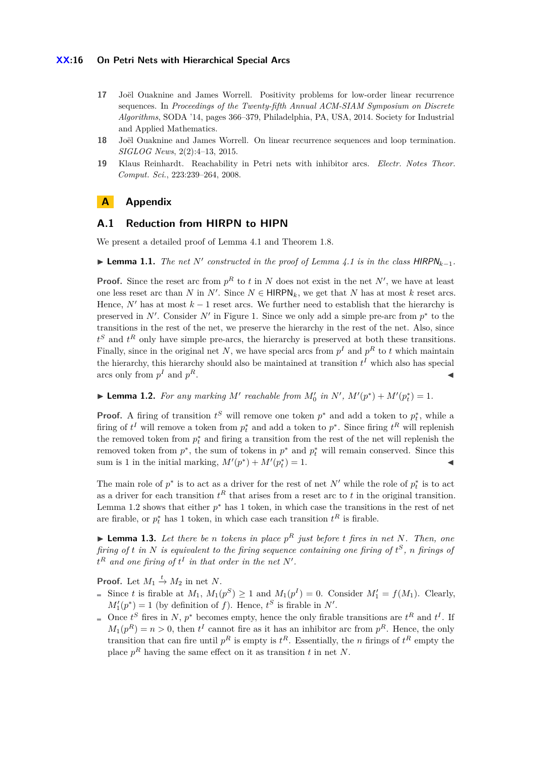17 Joël Ouaknine and James Worrell. Positivity problems for low-order linear recurrence sequences. In *Proceedings of the Twenty-fifth Annual ACM-SIAM Symposium on Discrete Algorithms*, SODA '14, pages 366–379, Philadelphia, PA, USA, 2014. Society for Industrial and Applied Mathematics.

18 Joël Ouaknine and James Worrell. On linear recurrence sequences and loop termination. *SIGLOG News*, 2(2):4–13, 2015.

19 Klaus Reinhardt. Reachability in Petri nets with inhibitor arcs. *Electr. Notes Theor. Comput. Sci.*, 223:239–264, 2008.

# A Appendix

## A.1 Reduction from HIRPN to HIPN

We present a detailed proof of Lemma 4.1 and Theorem 1.8.

▶ **Lemma 1.1.** *The net $N'$ constructed in the proof of Lemma 4.1 is in the class* $\mathsf{HIRPN}_{k-1}$.

**Proof.** Since the reset arc from $p^R$ to $t$ in $N$ does not exist in the net $N'$, we have at least one less reset arc than $N$ in $N'$. Since $N \in \mathsf{HIRPN}_k$, we get that $N$ has at most $k$ reset arcs. Hence, $N'$ has at most $k-1$ reset arcs. We further need to establish that the hierarchy is preserved in $N'$. Consider $N'$ in Figure 1. Since we only add a simple pre-arc from $p^*$ to the transitions in the rest of the net, we preserve the hierarchy in the rest of the net. Also, since $t^S$ and $t^R$ only have simple pre-arcs, the hierarchy is preserved at both these transitions. Finally, since in the original net $N$, we have special arcs from $p^I$ and $p^R$ to $t$ which maintain the hierarchy, this hierarchy should also be maintained at transition $t^I$ which also has special arcs only from $p^I$ and $p^R$. ◀

▶ **Lemma 1.2.** *For any marking $M'$ reachable from $M'_0$ in $N'$, $M'(p^*) + M'(p^*_t) = 1$.*

**Proof.** A firing of transition $t^S$ will remove one token $p^*$ and add a token to $p^*_t$, while a firing of $t^I$ will remove a token from $p^*_t$ and add a token to $p^*$. Since firing $t^R$ will replenish the removed token from $p^*_t$ and firing a transition from the rest of the net will replenish the removed token from $p^*$, the sum of tokens in $p^*$ and $p^*_t$ will remain conserved. Since this sum is 1 in the initial marking, $M'(p^*) + M'(p^*_t) = 1$. ◀

The main role of $p^*$ is to act as a driver for the rest of net $N'$ while the role of $p^*_t$ is to act as a driver for each transition $t^R$ that arises from a reset arc to $t$ in the original transition. Lemma 1.2 shows that either $p^*$ has 1 token, in which case the transitions in the rest of net are firable, or $p^*_t$ has 1 token, in which case each transition $t^R$ is firable.

▶ **Lemma 1.3.** *Let there be $n$ tokens in place $p^R$ just before $t$ fires in net $N$. Then, one firing of $t$ in $N$ is equivalent to the firing sequence containing one firing of $t^S$, $n$ firings of $t^R$ and one firing of $t^I$ in that order in the net $N'$.*

**Proof.** Let $M_1 \xrightarrow{t} M_2$ in net $N$.

- Since $t$ is firable at $M_1$, $M_1(p^S) \geq 1$ and $M_1(p^I) = 0$. Consider $M'_1 = f(M_1)$. Clearly, $M'_1(p^*) = 1$ (by definition of $f$). Hence, $t^S$ is firable in $N'$.
- Once $t^S$ fires in $N$, $p^*$ becomes empty, hence the only firable transitions are $t^R$ and $t^I$. If $M_1(p^R) = n > 0$, then $t^I$ cannot fire as it has an inhibitor arc from $p^R$. Hence, the only transition that can fire until $p^R$ is empty is $t^R$. Essentially, the $n$ firings of $t^R$ empty the place $p^R$ having the same effect on it as transition $t$ in net $N$.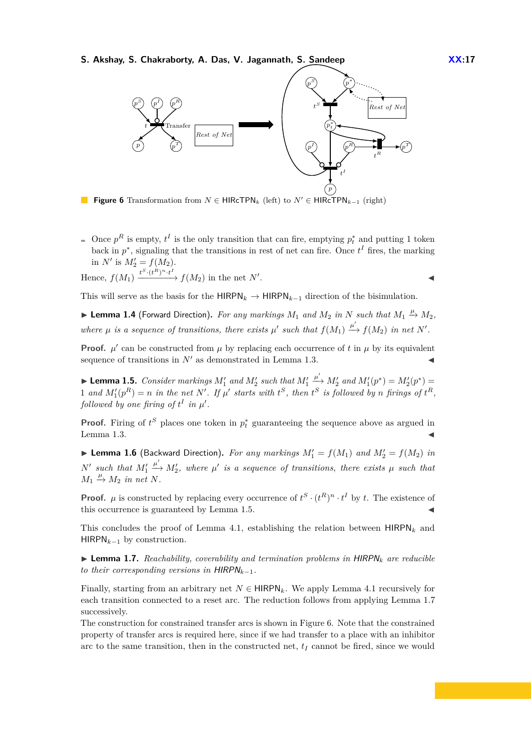**Figure 6** Transformation from $N \in \mathsf{HIRcTPN}_k$ (left) to $N' \in \mathsf{HIRcTPN}_{k-1}$ (right)

- Once $p^R$ is empty, $t^I$ is the only transition that can fire, emptying $p_t^*$ and putting 1 token back in $p^*$, signaling that the transitions in rest of net can fire. Once $t^I$ fires, the marking in $N'$ is $M_2' = f(M_2)$.

Hence, $f(M_1) \xrightarrow{t^S \cdot (t^R)^n \cdot t^I} f(M_2)$ in the net $N'$. ◀

This will serve as the basis for the $\mathsf{HIRPN}_k \rightarrow \mathsf{HIRPN}_{k-1}$ direction of the bisimulation.

▶ **Lemma 1.4** (Forward Direction). *For any markings $M_1$ and $M_2$ in $N$ such that $M_1 \xrightarrow{\mu} M_2$, where $\mu$ is a sequence of transitions, there exists $\mu'$ such that $f(M_1) \xrightarrow{\mu'} f(M_2)$ in net $N'$.*

**Proof.** $\mu'$ can be constructed from $\mu$ by replacing each occurrence of $t$ in $\mu$ by its equivalent sequence of transitions in $N'$ as demonstrated in Lemma 1.3. ◀

▶ **Lemma 1.5.** *Consider markings $M_1'$ and $M_2'$ such that $M_1' \xrightarrow{\mu'} M_2'$ and $M_1'(p^*) = M_2'(p^*) = 1$ and $M_1'(p^R) = n$ in the net $N'$. If $\mu'$ starts with $t^S$, then $t^S$ is followed by $n$ firings of $t^R$, followed by one firing of $t^I$ in $\mu'$.*

**Proof.** Firing of $t^S$ places one token in $p_t^*$ guaranteeing the sequence above as argued in Lemma 1.3. ◀

▶ **Lemma 1.6** (Backward Direction). *For any markings $M_1' = f(M_1)$ and $M_2' = f(M_2)$ in $N'$ such that $M_1' \xrightarrow{\mu'} M_2'$, where $\mu'$ is a sequence of transitions, there exists $\mu$ such that $M_1 \xrightarrow{\mu} M_2$ in net $N$.*

**Proof.** $\mu$ is constructed by replacing every occurrence of $t^S \cdot (t^R)^n \cdot t^I$ by $t$. The existence of this occurrence is guaranteed by Lemma 1.5. ◀

This concludes the proof of Lemma 4.1, establishing the relation between $\mathsf{HIRPN}_k$ and $\mathsf{HIRPN}_{k-1}$ by construction.

▶ **Lemma 1.7.** *Reachability, coverability and termination problems in $\mathsf{HIRPN}_k$ are reducible to their corresponding versions in $\mathsf{HIRPN}_{k-1}$.*

Finally, starting from an arbitrary net $N \in \mathsf{HIRPN}_k$. We apply Lemma 4.1 recursively for each transition connected to a reset arc. The reduction follows from applying Lemma 1.7 successively.

The construction for constrained transfer arcs is shown in Figure 6. Note that the constrained property of transfer arcs is required here, since if we had transfer to a place with an inhibitor arc to the same transition, then in the constructed net, $t_I$ cannot be fired, since we would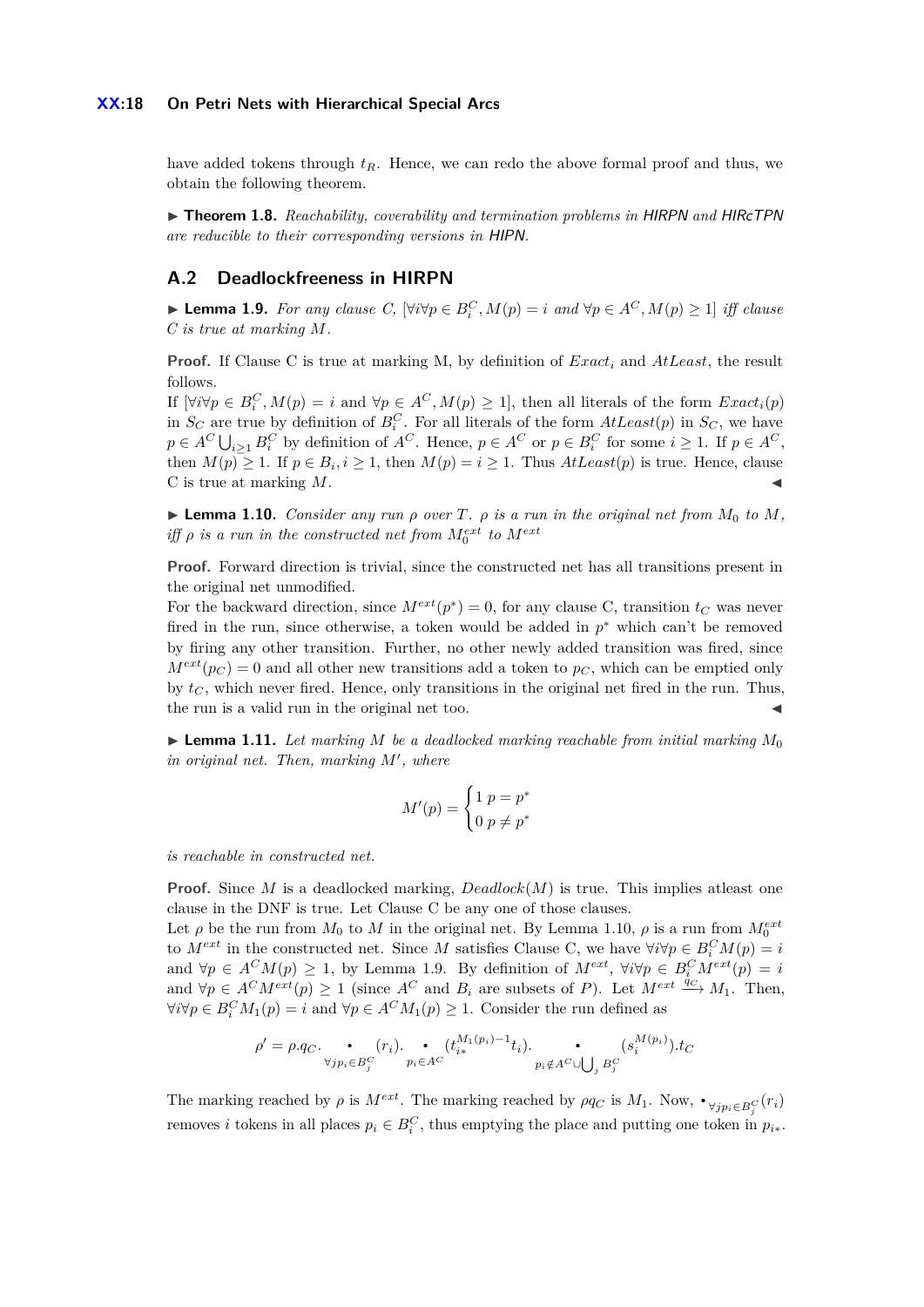have added tokens through $t_R$. Hence, we can redo the above formal proof and thus, we obtain the following theorem.

▶ **Theorem 1.8.** *Reachability, coverability and termination problems in HIRPN and HIRcTPN are reducible to their corresponding versions in HIPN.*

## A.2 Deadlockfreeness in HIRPN

▶ **Lemma 1.9.** *For any clause $C$, $[\forall i \forall p \in B_i^C, M(p) = i$ and $\forall p \in A^C, M(p) \geq 1]$ iff clause $C$ is true at marking $M$.*

**Proof.** If Clause C is true at marking M, by definition of $Exact_i$ and $AtLeast$, the result follows.

If $[\forall i \forall p \in B_i^C, M(p) = i$ and $\forall p \in A^C, M(p) \geq 1]$, then all literals of the form $Exact_i(p)$ in $S_C$ are true by definition of $B_i^C$. For all literals of the form $AtLeast(p)$ in $S_C$, we have $p \in A^C \bigcup_{i \geq 1} B_i^C$ by definition of $A^C$. Hence, $p \in A^C$ or $p \in B_i^C$ for some $i \geq 1$. If $p \in A^C$, then $M(p) \geq 1$. If $p \in B_i, i \geq 1$, then $M(p) = i \geq 1$. Thus $AtLeast(p)$ is true. Hence, clause C is true at marking $M$. ◀

▶ **Lemma 1.10.** *Consider any run $\rho$ over $T$. $\rho$ is a run in the original net from $M_0$ to $M$, iff $\rho$ is a run in the constructed net from $M_0^{ext}$ to $M^{ext}$*

**Proof.** Forward direction is trivial, since the constructed net has all transitions present in the original net unmodified.

For the backward direction, since $M^{ext}(p^*) = 0$, for any clause C, transition $t_C$ was never fired in the run, since otherwise, a token would be added in $p^*$ which can't be removed by firing any other transition. Further, no other newly added transition was fired, since $M^{ext}(p_C) = 0$ and all other new transitions add a token to $p_C$, which can be emptied only by $t_C$, which never fired. Hence, only transitions in the original net fired in the run. Thus, the run is a valid run in the original net too. ◀

▶ **Lemma 1.11.** *Let marking $M$ be a deadlocked marking reachable from initial marking $M_0$ in original net. Then, marking $M'$, where*

$$M'(p) = \begin{cases} 1 & p = p^* \\ 0 & p \neq p^* \end{cases}$$

*is reachable in constructed net.*

**Proof.** Since $M$ is a deadlocked marking, $Deadlock(M)$ is true. This implies atleast one clause in the DNF is true. Let Clause C be any one of those clauses.

Let $\rho$ be the run from $M_0$ to $M$ in the original net. By Lemma 1.10, $\rho$ is a run from $M_0^{ext}$ to $M^{ext}$ in the constructed net. Since $M$ satisfies Clause C, we have $\forall i \forall p \in B_i^C M(p) = i$ and $\forall p \in A^C M(p) \geq 1$, by Lemma 1.9. By definition of $M^{ext}$, $\forall i \forall p \in B_i^C M^{ext}(p) = i$ and $\forall p \in A^C M^{ext}(p) \geq 1$ (since $A^C$ and $B_i$ are subsets of $P$). Let $M^{ext} \xrightarrow{q_C} M_1$. Then, $\forall i \forall p \in B_i^C M_1(p) = i$ and $\forall p \in A^C M_1(p) \geq 1$. Consider the run defined as

$$\rho' = \rho.q_C. \underset{\forall j p_i \in B_j^C}{\bullet} (r_i). \underset{p_i \in A^C}{\bullet} (t_{i*}^{M_1(p_i)-1} t_i). \underset{p_i \notin A^C \cup \bigcup_j B_j^C}{\bullet} (s_i^{M(p_i)}).t_C$$

The marking reached by $\rho$ is $M^{ext}$. The marking reached by $\rho q_C$ is $M_1$. Now, $\bullet_{\forall j p_i \in B_j^C}(r_i)$ removes $i$ tokens in all places $p_i \in B_i^C$, thus emptying the place and putting one token in $p_{i*}$.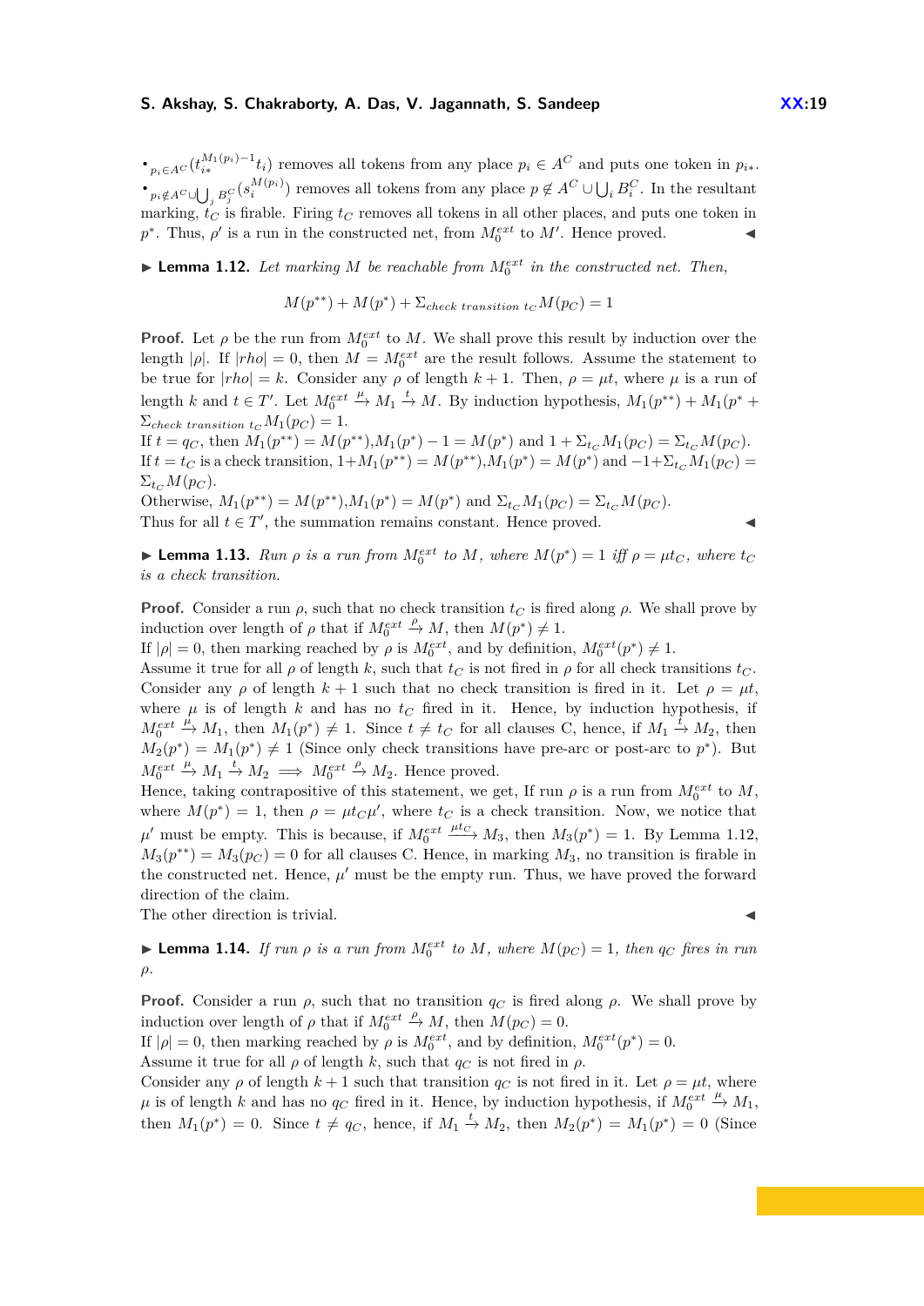- $_{p_i \in A^C}(t_{i*}^{M_1(p_i)-1} t_i)$ removes all tokens from any place $p_i \in A^C$ and puts one token in $p_{i*}$.
- $_{p_i \notin A^C \cup \bigcup_j B_j^C}(s_i^{M(p_i)})$ removes all tokens from any place $p \notin A^C \cup \bigcup_i B_i^C$. In the resultant marking, $t_C$ is firable. Firing $t_C$ removes all tokens in all other places, and puts one token in $p^*$. Thus, $\rho'$ is a run in the constructed net, from $M_0^{ext}$ to $M'$. Hence proved. ◀

▶ **Lemma 1.12.** *Let marking $M$ be reachable from $M_0^{ext}$ in the constructed net. Then,*

$$M(p^{**}) + M(p^*) + \Sigma_{check\ transition\ t_C} M(p_C) = 1$$

**Proof.** Let $\rho$ be the run from $M_0^{ext}$ to $M$. We shall prove this result by induction over the length $|\rho|$. If $|rho| = 0$, then $M = M_0^{ext}$ are the result follows. Assume the statement to be true for $|rho| = k$. Consider any $\rho$ of length $k+1$. Then, $\rho = \mu t$, where $\mu$ is a run of length $k$ and $t \in T'$. Let $M_0^{ext} \xrightarrow{\mu} M_1 \xrightarrow{t} M$. By induction hypothesis, $M_1(p^{**}) + M_1(p^* + \Sigma_{check\ transition\ t_C} M_1(p_C) = 1$.
If $t = q_C$, then $M_1(p^{**}) = M(p^{**})$,$M_1(p^*) - 1 = M(p^*)$ and $1 + \Sigma_{t_C} M_1(p_C) = \Sigma_{t_C} M(p_C)$.
If $t = t_C$ is a check transition, $1 + M_1(p^{**}) = M(p^{**})$,$M_1(p^*) = M(p^*)$ and $-1 + \Sigma_{t_C} M_1(p_C) = \Sigma_{t_C} M(p_C)$.
Otherwise, $M_1(p^{**}) = M(p^{**})$,$M_1(p^*) = M(p^*)$ and $\Sigma_{t_C} M_1(p_C) = \Sigma_{t_C} M(p_C)$.
Thus for all $t \in T'$, the summation remains constant. Hence proved. ◀

▶ **Lemma 1.13.** *Run $\rho$ is a run from $M_0^{ext}$ to $M$, where $M(p^*) = 1$ iff $\rho = \mu t_C$, where $t_C$ is a check transition.*

**Proof.** Consider a run $\rho$, such that no check transition $t_C$ is fired along $\rho$. We shall prove by induction over length of $\rho$ that if $M_0^{ext} \xrightarrow{\rho} M$, then $M(p^*) \neq 1$.
If $|\rho| = 0$, then marking reached by $\rho$ is $M_0^{ext}$, and by definition, $M_0^{ext}(p^*) \neq 1$.
Assume it true for all $\rho$ of length $k$, such that $t_C$ is not fired in $\rho$ for all check transitions $t_C$.
Consider any $\rho$ of length $k+1$ such that no check transition is fired in it. Let $\rho = \mu t$, where $\mu$ is of length $k$ and has no $t_C$ fired in it. Hence, by induction hypothesis, if $M_0^{ext} \xrightarrow{\mu} M_1$, then $M_1(p^*) \neq 1$. Since $t \neq t_C$ for all clauses C, hence, if $M_1 \xrightarrow{t} M_2$, then $M_2(p^*) = M_1(p^*) \neq 1$ (Since only check transitions have pre-arc or post-arc to $p^*$). But $M_0^{ext} \xrightarrow{\mu} M_1 \xrightarrow{t} M_2 \implies M_0^{ext} \xrightarrow{\rho} M_2$. Hence proved.
Hence, taking contrapositive of this statement, we get, If run $\rho$ is a run from $M_0^{ext}$ to $M$, where $M(p^*) = 1$, then $\rho = \mu t_C \mu'$, where $t_C$ is a check transition. Now, we notice that $\mu'$ must be empty. This is because, if $M_0^{ext} \xrightarrow{\mu t_C} M_3$, then $M_3(p^*) = 1$. By Lemma 1.12, $M_3(p^{**}) = M_3(p_C) = 0$ for all clauses C. Hence, in marking $M_3$, no transition is firable in the constructed net. Hence, $\mu'$ must be the empty run. Thus, we have proved the forward direction of the claim.
The other direction is trivial. ◀

▶ **Lemma 1.14.** *If run $\rho$ is a run from $M_0^{ext}$ to $M$, where $M(p_C) = 1$, then $q_C$ fires in run $\rho$.*

**Proof.** Consider a run $\rho$, such that no transition $q_C$ is fired along $\rho$. We shall prove by induction over length of $\rho$ that if $M_0^{ext} \xrightarrow{\rho} M$, then $M(p_C) = 0$.
If $|\rho| = 0$, then marking reached by $\rho$ is $M_0^{ext}$, and by definition, $M_0^{ext}(p^*) = 0$.
Assume it true for all $\rho$ of length $k$, such that $q_C$ is not fired in $\rho$.
Consider any $\rho$ of length $k+1$ such that transition $q_C$ is not fired in it. Let $\rho = \mu t$, where $\mu$ is of length $k$ and has no $q_C$ fired in it. Hence, by induction hypothesis, if $M_0^{ext} \xrightarrow{\mu} M_1$, then $M_1(p^*) = 0$. Since $t \neq q_C$, hence, if $M_1 \xrightarrow{t} M_2$, then $M_2(p^*) = M_1(p^*) = 0$ (Since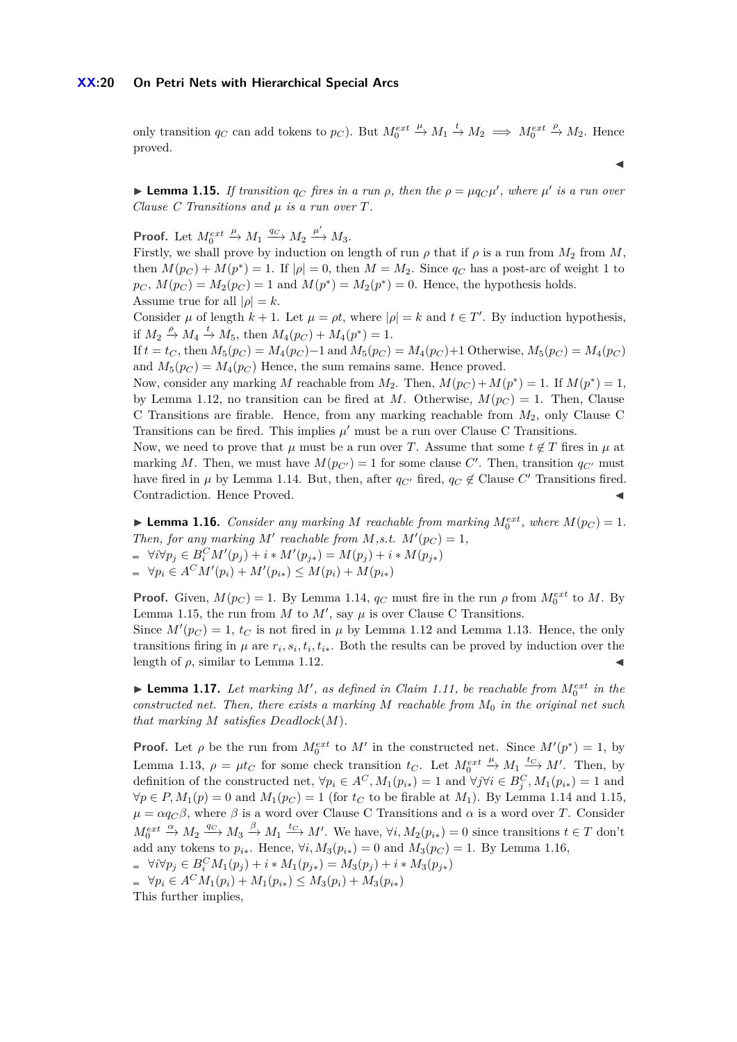only transition $q_C$ can add tokens to $p_C$). But $M_0^{ext} \xrightarrow{\mu} M_1 \xrightarrow{t} M_2 \implies M_0^{ext} \xrightarrow{\rho} M_2$. Hence proved. ◀

▶ **Lemma 1.15.** *If transition $q_C$ fires in a run $\rho$, then the $\rho = \mu q_C \mu'$, where $\mu'$ is a run over Clause $C$ Transitions and $\mu$ is a run over $T$.*

**Proof.** Let $M_0^{ext} \xrightarrow{\mu} M_1 \xrightarrow{q_C} M_2 \xrightarrow{\mu'} M_3$.
Firstly, we shall prove by induction on length of run $\rho$ that if $\rho$ is a run from $M_2$ from $M$, then $M(p_C) + M(p^*) = 1$. If $|\rho| = 0$, then $M = M_2$. Since $q_C$ has a post-arc of weight 1 to $p_C$, $M(p_C) = M_2(p_C) = 1$ and $M(p^*) = M_2(p^*) = 0$. Hence, the hypothesis holds.
Assume true for all $|\rho| = k$.
Consider $\mu$ of length $k+1$. Let $\mu = \rho t$, where $|\rho| = k$ and $t \in T'$. By induction hypothesis, if $M_2 \xrightarrow{\rho} M_4 \xrightarrow{t} M_5$, then $M_4(p_C) + M_4(p^*) = 1$.
If $t = t_C$, then $M_5(p_C) = M_4(p_C) - 1$ and $M_5(p_C) = M_4(p_C) + 1$ Otherwise, $M_5(p_C) = M_4(p_C)$ and $M_5(p_C) = M_4(p_C)$ Hence, the sum remains same. Hence proved.
Now, consider any marking $M$ reachable from $M_2$. Then, $M(p_C) + M(p^*) = 1$. If $M(p^*) = 1$, by Lemma 1.12, no transition can be fired at $M$. Otherwise, $M(p_C) = 1$. Then, Clause C Transitions are firable. Hence, from any marking reachable from $M_2$, only Clause C Transitions can be fired. This implies $\mu'$ must be a run over Clause C Transitions.
Now, we need to prove that $\mu$ must be a run over $T$. Assume that some $t \notin T$ fires in $\mu$ at marking $M$. Then, we must have $M(p_{C'}) = 1$ for some clause $C'$. Then, transition $q_{C'}$ must have fired in $\mu$ by Lemma 1.14. But, then, after $q_{C'}$ fired, $q_C \notin$ Clause $C'$ Transitions fired. Contradiction. Hence Proved. ◀

▶ **Lemma 1.16.** *Consider any marking $M$ reachable from marking $M_0^{ext}$, where $M(p_C) = 1$. Then, for any marking $M'$ reachable from $M$,s.t. $M'(p_C) = 1$,*

- $\forall i \forall p_j \in B_i^C M'(p_j) + i * M'(p_{j*}) = M(p_j) + i * M(p_{j*})$
- $\forall p_i \in A^C M'(p_i) + M'(p_{i*}) \leq M(p_i) + M(p_{i*})$

**Proof.** Given, $M(p_C) = 1$. By Lemma 1.14, $q_C$ must fire in the run $\rho$ from $M_0^{ext}$ to $M$. By Lemma 1.15, the run from $M$ to $M'$, say $\mu$ is over Clause C Transitions.
Since $M'(p_C) = 1$, $t_C$ is not fired in $\mu$ by Lemma 1.12 and Lemma 1.13. Hence, the only transitions firing in $\mu$ are $r_i, s_i, t_i, t_{i*}$. Both the results can be proved by induction over the length of $\rho$, similar to Lemma 1.12. ◀

▶ **Lemma 1.17.** *Let marking $M'$, as defined in Claim 1.11, be reachable from $M_0^{ext}$ in the constructed net. Then, there exists a marking $M$ reachable from $M_0$ in the original net such that marking $M$ satisfies $Deadlock(M)$.*

**Proof.** Let $\rho$ be the run from $M_0^{ext}$ to $M'$ in the constructed net. Since $M'(p^*) = 1$, by Lemma 1.13, $\rho = \mu t_C$ for some check transition $t_C$. Let $M_0^{ext} \xrightarrow{\mu} M_1 \xrightarrow{t_C} M'$. Then, by definition of the constructed net, $\forall p_i \in A^C, M_1(p_{i*}) = 1$ and $\forall j \forall i \in B_j^C, M_1(p_{i*}) = 1$ and $\forall p \in P, M_1(p) = 0$ and $M_1(p_C) = 1$ (for $t_C$ to be firable at $M_1$). By Lemma 1.14 and 1.15, $\mu = \alpha q_C \beta$, where $\beta$ is a word over Clause C Transitions and $\alpha$ is a word over $T$. Consider $M_0^{ext} \xrightarrow{\alpha} M_2 \xrightarrow{q_C} M_3 \xrightarrow{\beta} M_1 \xrightarrow{t_C} M'$. We have, $\forall i, M_2(p_{i*}) = 0$ since transitions $t \in T$ don't add any tokens to $p_{i*}$. Hence, $\forall i, M_3(p_{i*}) = 0$ and $M_3(p_C) = 1$. By Lemma 1.16,

- $\forall i \forall p_j \in B_i^C M_1(p_j) + i * M_1(p_{j*}) = M_3(p_j) + i * M_3(p_{j*})$
- $\forall p_i \in A^C M_1(p_i) + M_1(p_{i*}) \leq M_3(p_i) + M_3(p_{i*})$

This further implies,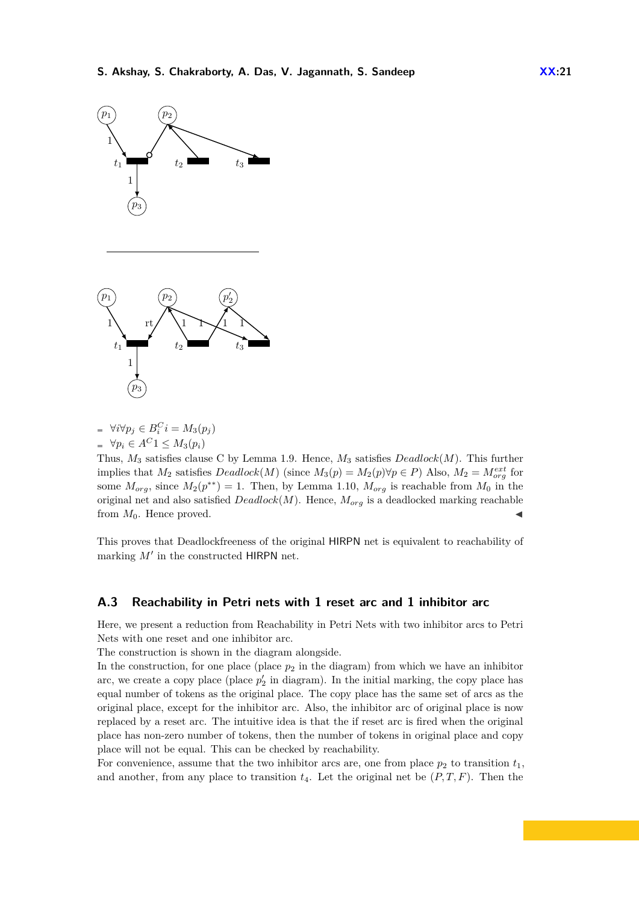- $\forall i \forall p_j \in B_i^C i = M_3(p_j)$
- $\forall p_i \in A^C 1 \leq M_3(p_i)$

Thus, $M_3$ satisfies clause C by Lemma 1.9. Hence, $M_3$ satisfies $Deadlock(M)$. This further implies that $M_2$ satisfies $Deadlock(M)$ (since $M_3(p) = M_2(p) \forall p \in P$) Also, $M_2 = M_{org}^{ext}$ for some $M_{org}$, since $M_2(p^{**}) = 1$. Then, by Lemma 1.10, $M_{org}$ is reachable from $M_0$ in the original net and also satisfied $Deadlock(M)$. Hence, $M_{org}$ is a deadlocked marking reachable from $M_0$. Hence proved. ◀

This proves that Deadlockfreeness of the original HIRPN net is equivalent to reachability of marking $M'$ in the constructed HIRPN net.

## A.3 Reachability in Petri nets with 1 reset arc and 1 inhibitor arc

Here, we present a reduction from Reachability in Petri Nets with two inhibitor arcs to Petri Nets with one reset and one inhibitor arc.

The construction is shown in the diagram alongside.

In the construction, for one place (place $p_2$ in the diagram) from which we have an inhibitor arc, we create a copy place (place $p_2'$ in diagram). In the initial marking, the copy place has equal number of tokens as the original place. The copy place has the same set of arcs as the original place, except for the inhibitor arc. Also, the inhibitor arc of original place is now replaced by a reset arc. The intuitive idea is that the if reset arc is fired when the original place has non-zero number of tokens, then the number of tokens in original place and copy place will not be equal. This can be checked by reachability.

For convenience, assume that the two inhibitor arcs are, one from place $p_2$ to transition $t_1$, and another, from any place to transition $t_4$. Let the original net be $(P, T, F)$. Then the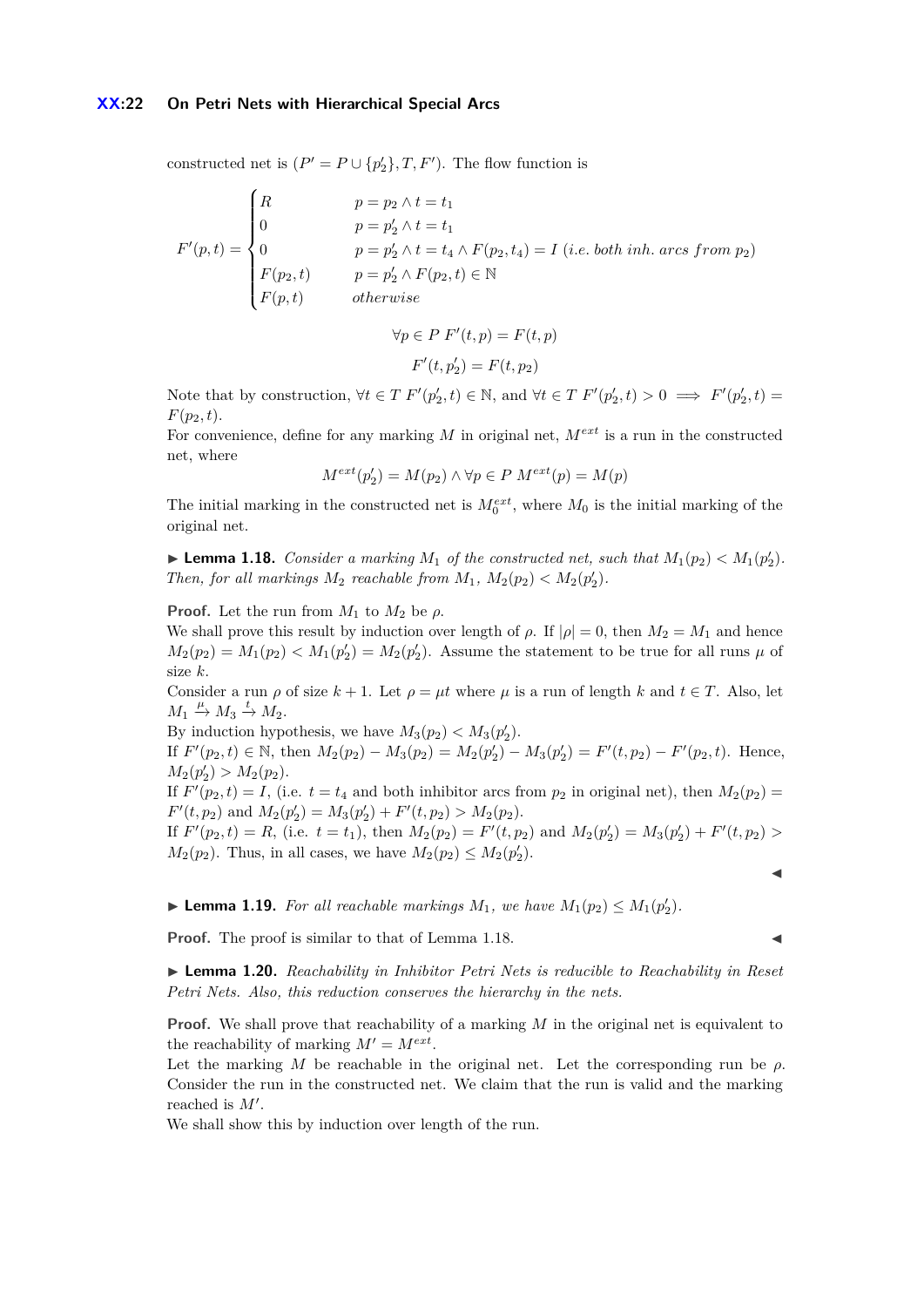constructed net is $(P' = P \cup \{p_2'\}, T, F')$. The flow function is

$$F'(p,t) = \begin{cases} R & p = p_2 \wedge t = t_1 \\ 0 & p = p_2' \wedge t = t_1 \\ 0 & p = p_2' \wedge t = t_4 \wedge F(p_2, t_4) = I \text{ (i.e. both inh. arcs from } p_2\text{)} \\ F(p_2, t) & p = p_2' \wedge F(p_2, t) \in \mathbb{N} \\ F(p,t) & \textit{otherwise} \end{cases}$$

$$\forall p \in P \; F'(t,p) = F(t,p)$$

$$F'(t, p_2') = F(t, p_2)$$

Note that by construction, $\forall t \in T \; F'(p_2', t) \in \mathbb{N}$, and $\forall t \in T \; F'(p_2', t) > 0 \implies F'(p_2', t) = F(p_2, t)$.

For convenience, define for any marking $M$ in original net, $M^{ext}$ is a run in the constructed net, where

$$M^{ext}(p_2') = M(p_2) \wedge \forall p \in P \; M^{ext}(p) = M(p)$$

The initial marking in the constructed net is $M_0^{ext}$, where $M_0$ is the initial marking of the original net.

▶ **Lemma 1.18.** *Consider a marking $M_1$ of the constructed net, such that $M_1(p_2) < M_1(p_2')$. Then, for all markings $M_2$ reachable from $M_1$, $M_2(p_2) < M_2(p_2')$.*

**Proof.** Let the run from $M_1$ to $M_2$ be $\rho$.

We shall prove this result by induction over length of $\rho$. If $|\rho| = 0$, then $M_2 = M_1$ and hence $M_2(p_2) = M_1(p_2) < M_1(p_2') = M_2(p_2')$. Assume the statement to be true for all runs $\mu$ of size $k$.

Consider a run $\rho$ of size $k+1$. Let $\rho = \mu t$ where $\mu$ is a run of length $k$ and $t \in T$. Also, let $M_1 \xrightarrow{\mu} M_3 \xrightarrow{t} M_2$.

By induction hypothesis, we have $M_3(p_2) < M_3(p_2')$.

If $F'(p_2, t) \in \mathbb{N}$, then $M_2(p_2) - M_3(p_2) = M_2(p_2') - M_3(p_2') = F'(t, p_2) - F'(p_2, t)$. Hence, $M_2(p_2') > M_2(p_2)$.

If $F'(p_2, t) = I$, (i.e. $t = t_4$ and both inhibitor arcs from $p_2$ in original net), then $M_2(p_2) = F'(t, p_2)$ and $M_2(p_2') = M_3(p_2') + F'(t, p_2) > M_2(p_2)$.

If $F'(p_2, t) = R$, (i.e. $t = t_1$), then $M_2(p_2) = F'(t, p_2)$ and $M_2(p_2') = M_3(p_2') + F'(t, p_2) > M_2(p_2)$. Thus, in all cases, we have $M_2(p_2) \leq M_2(p_2')$. ◀

▶ **Lemma 1.19.** *For all reachable markings $M_1$, we have $M_1(p_2) \leq M_1(p_2')$.*

**Proof.** The proof is similar to that of Lemma 1.18. ◀

▶ **Lemma 1.20.** *Reachability in Inhibitor Petri Nets is reducible to Reachability in Reset Petri Nets. Also, this reduction conserves the hierarchy in the nets.*

**Proof.** We shall prove that reachability of a marking $M$ in the original net is equivalent to the reachability of marking $M' = M^{ext}$.

Let the marking $M$ be reachable in the original net. Let the corresponding run be $\rho$. Consider the run in the constructed net. We claim that the run is valid and the marking reached is $M'$.

We shall show this by induction over length of the run.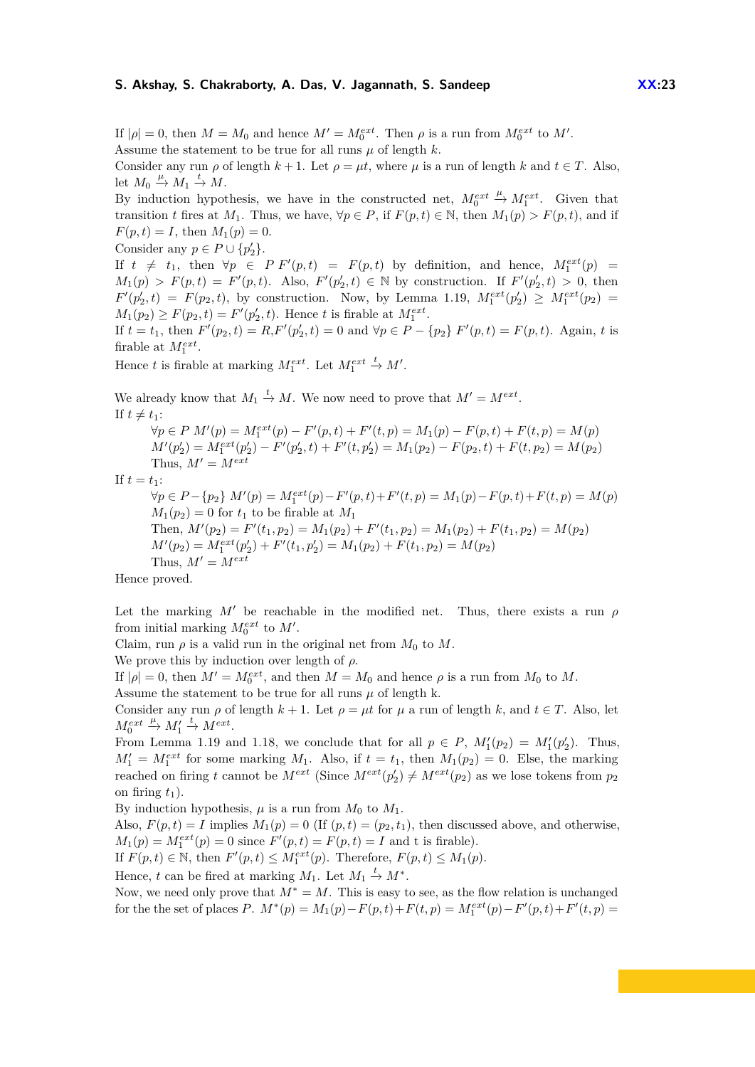If $|\rho| = 0$, then $M = M_0$ and hence $M' = M_0^{ext}$. Then $\rho$ is a run from $M_0^{ext}$ to $M'$.
Assume the statement to be true for all runs $\mu$ of length $k$.
Consider any run $\rho$ of length $k+1$. Let $\rho = \mu t$, where $\mu$ is a run of length $k$ and $t \in T$. Also, let $M_0 \xrightarrow{\mu} M_1 \xrightarrow{t} M$.
By induction hypothesis, we have in the constructed net, $M_0^{ext} \xrightarrow{\mu} M_1^{ext}$. Given that transition $t$ fires at $M_1$. Thus, we have, $\forall p \in P$, if $F(p,t) \in \mathbb{N}$, then $M_1(p) > F(p,t)$, and if $F(p,t) = I$, then $M_1(p) = 0$.
Consider any $p \in P \cup \{p_2'\}$.
If $t \neq t_1$, then $\forall p \in P$ $F'(p,t) = F(p,t)$ by definition, and hence, $M_1^{ext}(p) = M_1(p) > F(p,t) = F'(p,t)$. Also, $F'(p_2',t) \in \mathbb{N}$ by construction. If $F'(p_2',t) > 0$, then $F'(p_2',t) = F(p_2,t)$, by construction. Now, by Lemma 1.19, $M_1^{ext}(p_2') \geq M_1^{ext}(p_2) = M_1(p_2) \geq F(p_2,t) = F'(p_2',t)$. Hence $t$ is firable at $M_1^{ext}$.
If $t = t_1$, then $F'(p_2,t) = R$,$F'(p_2',t) = 0$ and $\forall p \in P - \{p_2\}$ $F'(p,t) = F(p,t)$. Again, $t$ is firable at $M_1^{ext}$.
Hence $t$ is firable at marking $M_1^{ext}$. Let $M_1^{ext} \xrightarrow{t} M'$.

We already know that $M_1 \xrightarrow{t} M$. We now need to prove that $M' = M^{ext}$.
If $t \neq t_1$:

$\forall p \in P$ $M'(p) = M_1^{ext}(p) - F'(p,t) + F'(t,p) = M_1(p) - F(p,t) + F(t,p) = M(p)$
$M'(p_2') = M_1^{ext}(p_2') - F'(p_2',t) + F'(t,p_2') = M_1(p_2) - F(p_2,t) + F(t,p_2) = M(p_2)$
Thus, $M' = M^{ext}$

If $t = t_1$:

$\forall p \in P - \{p_2\}$ $M'(p) = M_1^{ext}(p) - F'(p,t) + F'(t,p) = M_1(p) - F(p,t) + F(t,p) = M(p)$
$M_1(p_2) = 0$ for $t_1$ to be firable at $M_1$
Then, $M'(p_2) = F'(t_1,p_2) = M_1(p_2) + F'(t_1,p_2) = M_1(p_2) + F(t_1,p_2) = M(p_2)$
$M'(p_2) = M_1^{ext}(p_2') + F'(t_1,p_2') = M_1(p_2) + F(t_1,p_2) = M(p_2)$
Thus, $M' = M^{ext}$

Hence proved.

Let the marking $M'$ be reachable in the modified net. Thus, there exists a run $\rho$ from initial marking $M_0^{ext}$ to $M'$.
Claim, run $\rho$ is a valid run in the original net from $M_0$ to $M$.
We prove this by induction over length of $\rho$.
If $|\rho| = 0$, then $M' = M_0^{ext}$, and then $M = M_0$ and hence $\rho$ is a run from $M_0$ to $M$.
Assume the statement to be true for all runs $\mu$ of length k.
Consider any run $\rho$ of length $k+1$. Let $\rho = \mu t$ for $\mu$ a run of length $k$, and $t \in T$. Also, let $M_0^{ext} \xrightarrow{\mu} M_1' \xrightarrow{t} M^{ext}$.
From Lemma 1.19 and 1.18, we conclude that for all $p \in P$, $M_1'(p_2) = M_1'(p_2')$. Thus, $M_1' = M_1^{ext}$ for some marking $M_1$. Also, if $t = t_1$, then $M_1(p_2) = 0$. Else, the marking reached on firing $t$ cannot be $M^{ext}$ (Since $M^{ext}(p_2') \neq M^{ext}(p_2)$ as we lose tokens from $p_2$ on firing $t_1$).
By induction hypothesis, $\mu$ is a run from $M_0$ to $M_1$.
Also, $F(p,t) = I$ implies $M_1(p) = 0$ (If $(p,t) = (p_2,t_1)$, then discussed above, and otherwise, $M_1(p) = M_1^{ext}(p) = 0$ since $F'(p,t) = F(p,t) = I$ and t is firable).
If $F(p,t) \in \mathbb{N}$, then $F'(p,t) \leq M_1^{ext}(p)$. Therefore, $F(p,t) \leq M_1(p)$.
Hence, $t$ can be fired at marking $M_1$. Let $M_1 \xrightarrow{t} M^*$.
Now, we need only prove that $M^* = M$. This is easy to see, as the flow relation is unchanged for the the set of places $P$. $M^*(p) = M_1(p) - F(p,t) + F(t,p) = M_1^{ext}(p) - F'(p,t) + F'(t,p) =$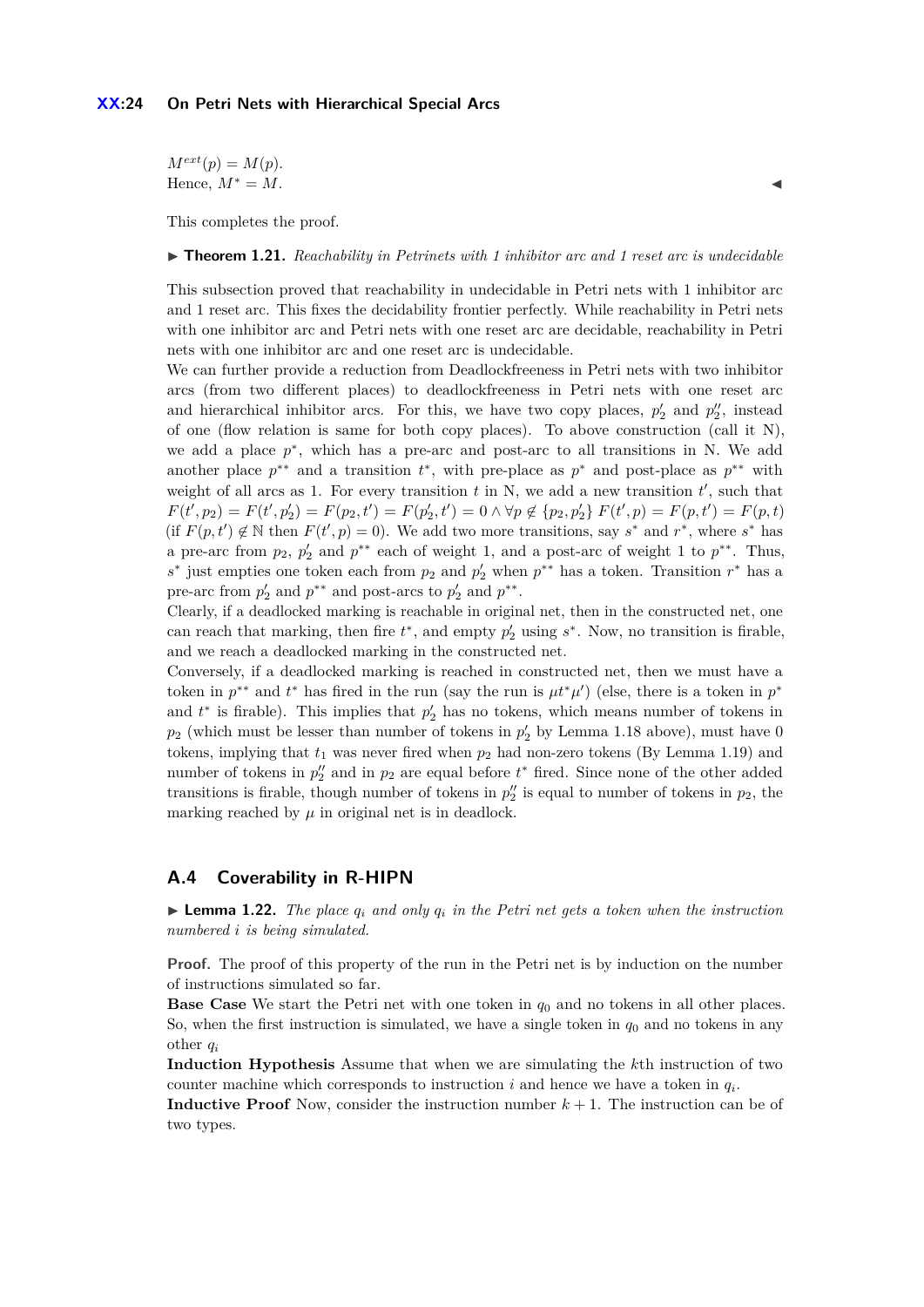$M^{ext}(p) = M(p)$.
Hence, $M^* = M$. ◀

This completes the proof.

▶ **Theorem 1.21.** *Reachability in Petrinets with 1 inhibitor arc and 1 reset arc is undecidable*

This subsection proved that reachability in undecidable in Petri nets with 1 inhibitor arc and 1 reset arc. This fixes the decidability frontier perfectly. While reachability in Petri nets with one inhibitor arc and Petri nets with one reset arc are decidable, reachability in Petri nets with one inhibitor arc and one reset arc is undecidable.
We can further provide a reduction from Deadlockfreeness in Petri nets with two inhibitor arcs (from two different places) to deadlockfreeness in Petri nets with one reset arc and hierarchical inhibitor arcs. For this, we have two copy places, $p_2'$ and $p_2''$, instead of one (flow relation is same for both copy places). To above construction (call it N), we add a place $p^*$, which has a pre-arc and post-arc to all transitions in N. We add another place $p^{**}$ and a transition $t^*$, with pre-place as $p^*$ and post-place as $p^{**}$ with weight of all arcs as 1. For every transition $t$ in N, we add a new transition $t'$, such that $F(t', p_2) = F(t', p_2') = F(p_2, t') = F(p_2', t') = 0 \wedge \forall p \notin \{p_2, p_2'\}\ F(t', p) = F(p, t') = F(p, t)$ (if $F(p, t') \notin \mathbb{N}$ then $F(t', p) = 0$). We add two more transitions, say $s^*$ and $r^*$, where $s^*$ has a pre-arc from $p_2$, $p_2'$ and $p^{**}$ each of weight 1, and a post-arc of weight 1 to $p^{**}$. Thus, $s^*$ just empties one token each from $p_2$ and $p_2'$ when $p^{**}$ has a token. Transition $r^*$ has a pre-arc from $p_2'$ and $p^{**}$ and post-arcs to $p_2'$ and $p^{**}$.
Clearly, if a deadlocked marking is reachable in original net, then in the constructed net, one can reach that marking, then fire $t^*$, and empty $p_2'$ using $s^*$. Now, no transition is firable, and we reach a deadlocked marking in the constructed net.
Conversely, if a deadlocked marking is reached in constructed net, then we must have a token in $p^{**}$ and $t^*$ has fired in the run (say the run is $\mu t^* \mu'$) (else, there is a token in $p^*$ and $t^*$ is firable). This implies that $p_2'$ has no tokens, which means number of tokens in $p_2$ (which must be lesser than number of tokens in $p_2'$ by Lemma 1.18 above), must have 0 tokens, implying that $t_1$ was never fired when $p_2$ had non-zero tokens (By Lemma 1.19) and number of tokens in $p_2''$ and in $p_2$ are equal before $t^*$ fired. Since none of the other added transitions is firable, though number of tokens in $p_2''$ is equal to number of tokens in $p_2$, the marking reached by $\mu$ in original net is in deadlock.

## A.4 Coverability in R-HIPN

▶ **Lemma 1.22.** *The place $q_i$ and only $q_i$ in the Petri net gets a token when the instruction numbered $i$ is being simulated.*

**Proof.** The proof of this property of the run in the Petri net is by induction on the number of instructions simulated so far.
**Base Case** We start the Petri net with one token in $q_0$ and no tokens in all other places. So, when the first instruction is simulated, we have a single token in $q_0$ and no tokens in any other $q_i$
**Induction Hypothesis** Assume that when we are simulating the $k$th instruction of two counter machine which corresponds to instruction $i$ and hence we have a token in $q_i$.
**Inductive Proof** Now, consider the instruction number $k + 1$. The instruction can be of two types.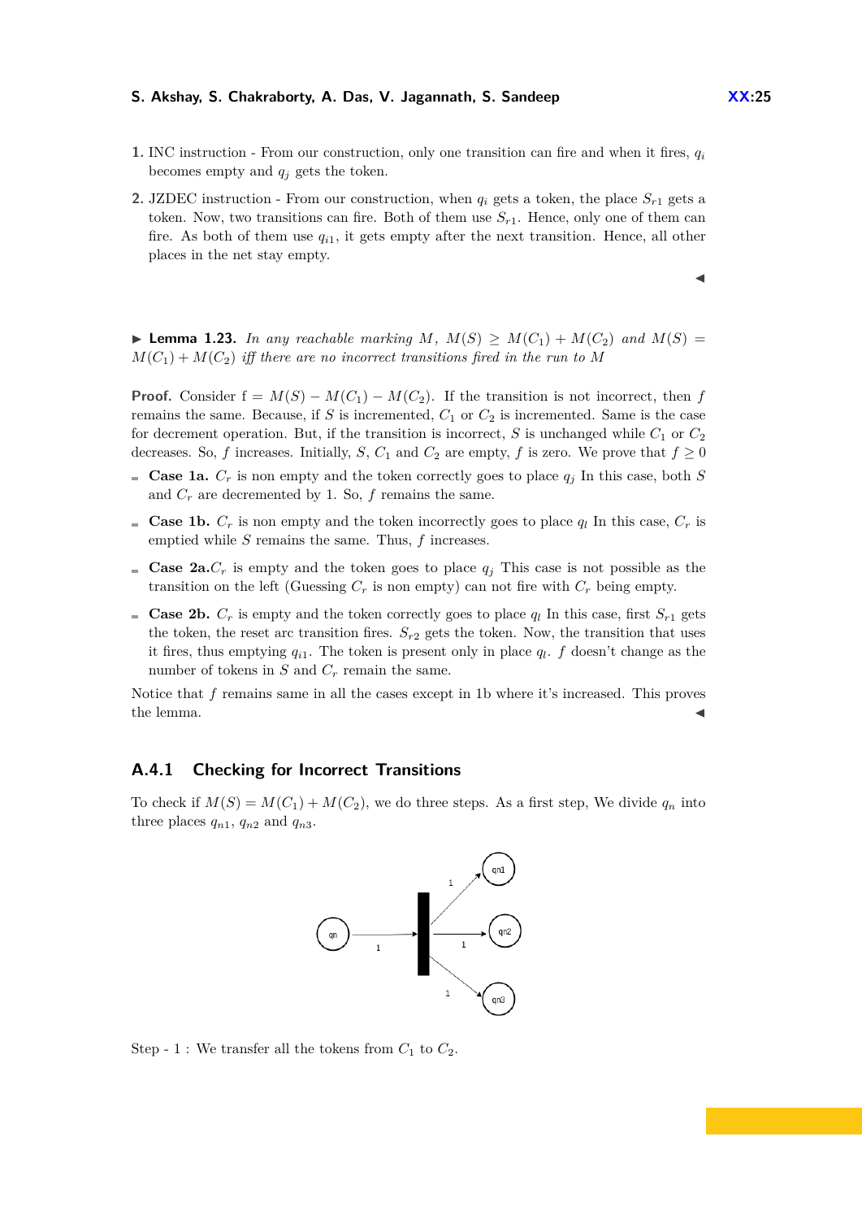1. INC instruction - From our construction, only one transition can fire and when it fires, $q_i$ becomes empty and $q_j$ gets the token.

2. JZDEC instruction - From our construction, when $q_i$ gets a token, the place $S_{r1}$ gets a token. Now, two transitions can fire. Both of them use $S_{r1}$. Hence, only one of them can fire. As both of them use $q_{i1}$, it gets empty after the next transition. Hence, all other places in the net stay empty.

◀

▶ **Lemma 1.23.** *In any reachable marking $M$, $M(S) \geq M(C_1) + M(C_2)$ and $M(S) = M(C_1) + M(C_2)$ iff there are no incorrect transitions fired in the run to $M$*

**Proof.** Consider f $= M(S) - M(C_1) - M(C_2)$. If the transition is not incorrect, then $f$ remains the same. Because, if $S$ is incremented, $C_1$ or $C_2$ is incremented. Same is the case for decrement operation. But, if the transition is incorrect, $S$ is unchanged while $C_1$ or $C_2$ decreases. So, $f$ increases. Initially, $S$, $C_1$ and $C_2$ are empty, $f$ is zero. We prove that $f \geq 0$

- **Case 1a.** $C_r$ is non empty and the token correctly goes to place $q_j$ In this case, both $S$ and $C_r$ are decremented by 1. So, $f$ remains the same.
- **Case 1b.** $C_r$ is non empty and the token incorrectly goes to place $q_l$ In this case, $C_r$ is emptied while $S$ remains the same. Thus, $f$ increases.
- **Case 2a.**$C_r$ is empty and the token goes to place $q_j$ This case is not possible as the transition on the left (Guessing $C_r$ is non empty) can not fire with $C_r$ being empty.
- **Case 2b.** $C_r$ is empty and the token correctly goes to place $q_l$ In this case, first $S_{r1}$ gets the token, the reset arc transition fires. $S_{r2}$ gets the token. Now, the transition that uses it fires, thus emptying $q_{i1}$. The token is present only in place $q_l$. $f$ doesn't change as the number of tokens in $S$ and $C_r$ remain the same.

Notice that $f$ remains same in all the cases except in 1b where it's increased. This proves the lemma. ◀

### A.4.1 Checking for Incorrect Transitions

To check if $M(S) = M(C_1) + M(C_2)$, we do three steps. As a first step, We divide $q_n$ into three places $q_{n1}$, $q_{n2}$ and $q_{n3}$.

Step - 1 : We transfer all the tokens from $C_1$ to $C_2$.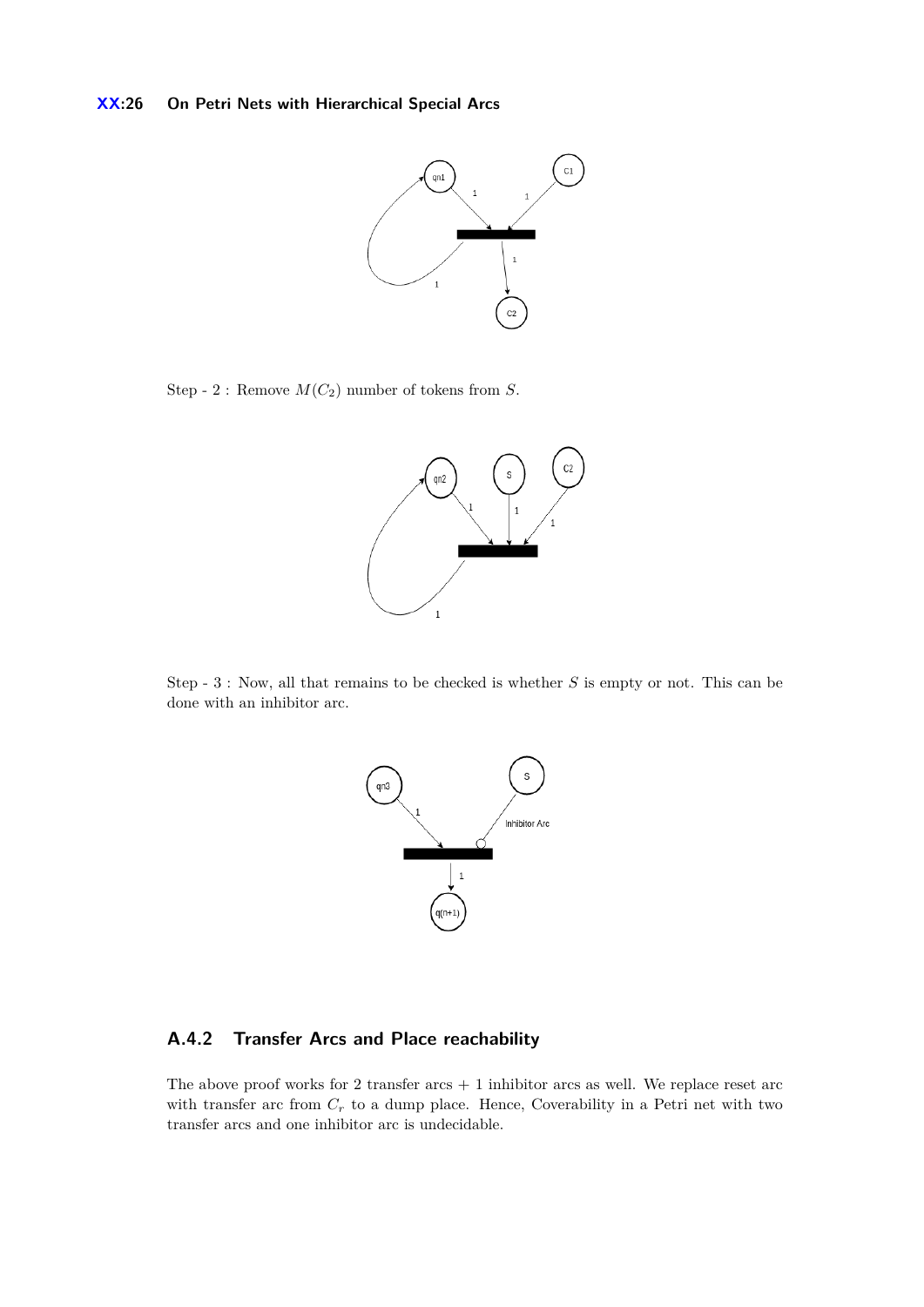Step - 2 : Remove $M(C_2)$ number of tokens from $S$.

Step - 3 : Now, all that remains to be checked is whether $S$ is empty or not. This can be done with an inhibitor arc.

### A.4.2 Transfer Arcs and Place reachability

The above proof works for 2 transfer arcs + 1 inhibitor arcs as well. We replace reset arc with transfer arc from $C_r$ to a dump place. Hence, Coverability in a Petri net with two transfer arcs and one inhibitor arc is undecidable.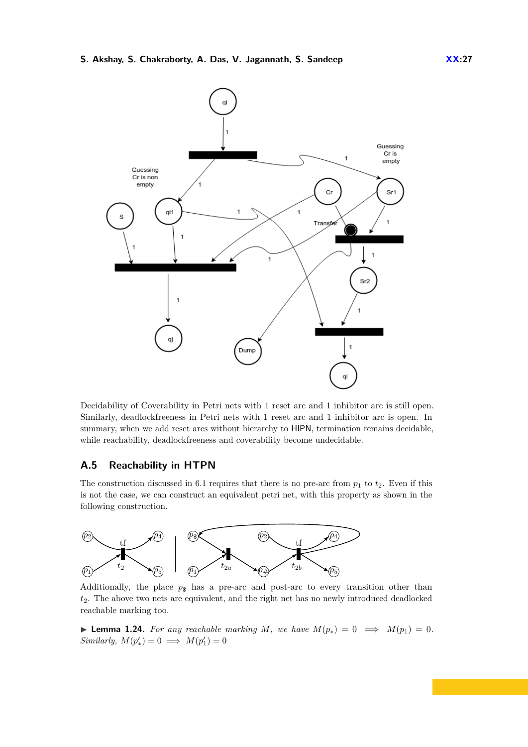Decidability of Coverability in Petri nets with 1 reset arc and 1 inhibitor arc is still open. Similarly, deadlockfreeness in Petri nets with 1 reset arc and 1 inhibitor arc is open. In summary, when we add reset arcs without hierarchy to HIPN, termination remains decidable, while reachability, deadlockfreeness and coverability become undecidable.

## A.5 Reachability in HTPN

The construction discussed in 6.1 requires that there is no pre-arc from $p_1$ to $t_2$. Even if this is not the case, we can construct an equivalent petri net, with this property as shown in the following construction.

Additionally, the place $p_\$$ has a pre-arc and post-arc to every transition other than $t_2$. The above two nets are equivalent, and the right net has no newly introduced deadlocked reachable marking too.

▶ **Lemma 1.24.** *For any reachable marking $M$, we have $M(p_*) = 0 \implies M(p_1) = 0$. Similarly, $M(p'_*) = 0 \implies M(p'_1) = 0$*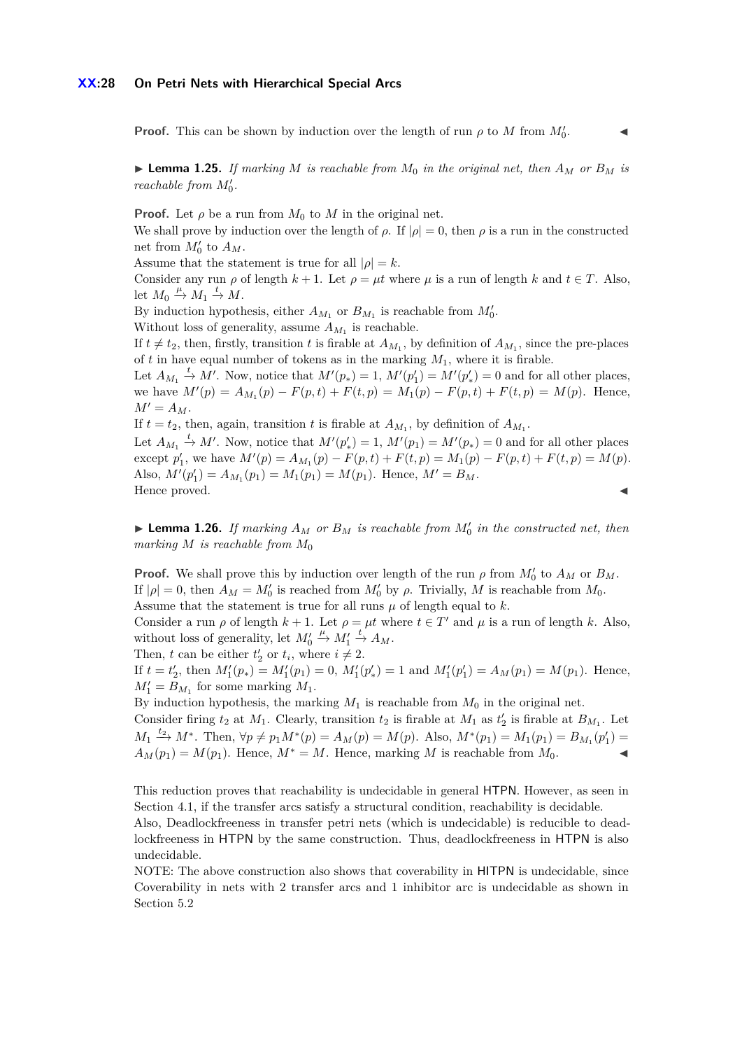**Proof.** This can be shown by induction over the length of run $\rho$ to $M$ from $M_0'$. ◀

▶ **Lemma 1.25.** *If marking $M$ is reachable from $M_0$ in the original net, then $A_M$ or $B_M$ is reachable from $M_0'$.*

**Proof.** Let $\rho$ be a run from $M_0$ to $M$ in the original net.
We shall prove by induction over the length of $\rho$. If $|\rho| = 0$, then $\rho$ is a run in the constructed net from $M_0'$ to $A_M$.
Assume that the statement is true for all $|\rho| = k$.
Consider any run $\rho$ of length $k+1$. Let $\rho = \mu t$ where $\mu$ is a run of length $k$ and $t \in T$. Also, let $M_0 \xrightarrow{\mu} M_1 \xrightarrow{t} M$.
By induction hypothesis, either $A_{M_1}$ or $B_{M_1}$ is reachable from $M_0'$.
Without loss of generality, assume $A_{M_1}$ is reachable.
If $t \neq t_2$, then, firstly, transition $t$ is firable at $A_{M_1}$, by definition of $A_{M_1}$, since the pre-places of $t$ in have equal number of tokens as in the marking $M_1$, where it is firable.
Let $A_{M_1} \xrightarrow{t} M'$. Now, notice that $M'(p_*) = 1$, $M'(p_1') = M'(p_*') = 0$ and for all other places, we have $M'(p) = A_{M_1}(p) - F(p,t) + F(t,p) = M_1(p) - F(p,t) + F(t,p) = M(p)$. Hence, $M' = A_M$.
If $t = t_2$, then, again, transition $t$ is firable at $A_{M_1}$, by definition of $A_{M_1}$.
Let $A_{M_1} \xrightarrow{t} M'$. Now, notice that $M'(p_*') = 1$, $M'(p_1) = M'(p_*) = 0$ and for all other places except $p_1'$, we have $M'(p) = A_{M_1}(p) - F(p,t) + F(t,p) = M_1(p) - F(p,t) + F(t,p) = M(p)$. Also, $M'(p_1') = A_{M_1}(p_1) = M_1(p_1) = M(p_1)$. Hence, $M' = B_M$.
Hence proved. ◀

▶ **Lemma 1.26.** *If marking $A_M$ or $B_M$ is reachable from $M_0'$ in the constructed net, then marking $M$ is reachable from $M_0$*

**Proof.** We shall prove this by induction over length of the run $\rho$ from $M_0'$ to $A_M$ or $B_M$.
If $|\rho| = 0$, then $A_M = M_0'$ is reached from $M_0'$ by $\rho$. Trivially, $M$ is reachable from $M_0$.
Assume that the statement is true for all runs $\mu$ of length equal to $k$.
Consider a run $\rho$ of length $k+1$. Let $\rho = \mu t$ where $t \in T'$ and $\mu$ is a run of length $k$. Also, without loss of generality, let $M_0' \xrightarrow{\mu} M_1' \xrightarrow{t} A_M$.
Then, $t$ can be either $t_2'$ or $t_i$, where $i \neq 2$.
If $t = t_2'$, then $M_1'(p_*) = M_1'(p_1) = 0$, $M_1'(p_*') = 1$ and $M_1'(p_1') = A_M(p_1) = M(p_1)$. Hence, $M_1' = B_{M_1}$ for some marking $M_1$.
By induction hypothesis, the marking $M_1$ is reachable from $M_0$ in the original net.
Consider firing $t_2$ at $M_1$. Clearly, transition $t_2$ is firable at $M_1$ as $t_2'$ is firable at $B_{M_1}$. Let $M_1 \xrightarrow{t_2} M^*$. Then, $\forall p \neq p_1 M^*(p) = A_M(p) = M(p)$. Also, $M^*(p_1) = M_1(p_1) = B_{M_1}(p_1') = A_M(p_1) = M(p_1)$. Hence, $M^* = M$. Hence, marking $M$ is reachable from $M_0$. ◀

This reduction proves that reachability is undecidable in general HTPN. However, as seen in Section 4.1, if the transfer arcs satisfy a structural condition, reachability is decidable.
Also, Deadlockfreeness in transfer petri nets (which is undecidable) is reducible to deadlockfreeness in HTPN by the same construction. Thus, deadlockfreeness in HTPN is also undecidable.
NOTE: The above construction also shows that coverability in HITPN is undecidable, since Coverability in nets with 2 transfer arcs and 1 inhibitor arc is undecidable as shown in Section 5.2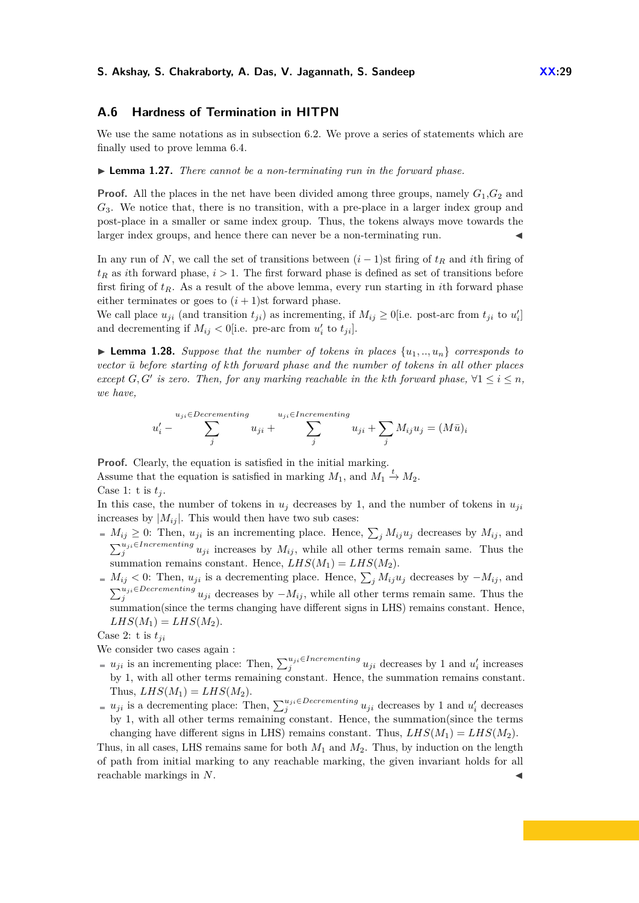## A.6 Hardness of Termination in HITPN

We use the same notations as in subsection 6.2. We prove a series of statements which are finally used to prove lemma 6.4.

▶ **Lemma 1.27.** *There cannot be a non-terminating run in the forward phase.*

**Proof.** All the places in the net have been divided among three groups, namely $G_1$,$G_2$ and $G_3$. We notice that, there is no transition, with a pre-place in a larger index group and post-place in a smaller or same index group. Thus, the tokens always move towards the larger index groups, and hence there can never be a non-terminating run. ◀

In any run of $N$, we call the set of transitions between $(i-1)$st firing of $t_R$ and $i$th firing of $t_R$ as $i$th forward phase, $i > 1$. The first forward phase is defined as set of transitions before first firing of $t_R$. As a result of the above lemma, every run starting in $i$th forward phase either terminates or goes to $(i+1)$st forward phase.
We call place $u_{ji}$ (and transition $t_{ji}$) as incrementing, if $M_{ij} \geq 0$[i.e. post-arc from $t_{ji}$ to $u'_i$] and decrementing if $M_{ij} < 0$[i.e. pre-arc from $u'_i$ to $t_{ji}$].

▶ **Lemma 1.28.** *Suppose that the number of tokens in places $\{u_1, .., u_n\}$ corresponds to vector $\bar{u}$ before starting of $k$th forward phase and the number of tokens in all other places except $G, G'$ is zero. Then, for any marking reachable in the $k$th forward phase, $\forall 1 \leq i \leq n$, we have,*

$$u'_i - \sum_{j}^{u_{ji} \in Decrementing} u_{ji} + \sum_{j}^{u_{ji} \in Incrementing} u_{ji} + \sum_{j} M_{ij} u_j = (M\bar{u})_i$$

**Proof.** Clearly, the equation is satisfied in the initial marking.
Assume that the equation is satisfied in marking $M_1$, and $M_1 \xrightarrow{t} M_2$.
Case 1: t is $t_j$.
In this case, the number of tokens in $u_j$ decreases by 1, and the number of tokens in $u_{ji}$ increases by $|M_{ij}|$. This would then have two sub cases:

- $M_{ij} \geq 0$: Then, $u_{ji}$ is an incrementing place. Hence, $\sum_j M_{ij} u_j$ decreases by $M_{ij}$, and $\sum_j^{u_{ji} \in Incrementing} u_{ji}$ increases by $M_{ij}$, while all other terms remain same. Thus the summation remains constant. Hence, $LHS(M_1) = LHS(M_2)$.
- $M_{ij} < 0$: Then, $u_{ji}$ is a decrementing place. Hence, $\sum_j M_{ij} u_j$ decreases by $-M_{ij}$, and $\sum_j^{u_{ji} \in Decrementing} u_{ji}$ decreases by $-M_{ij}$, while all other terms remain same. Thus the summation(since the terms changing have different signs in LHS) remains constant. Hence, $LHS(M_1) = LHS(M_2)$.

Case 2: t is $t_{ji}$
We consider two cases again :

- $u_{ji}$ is an incrementing place: Then, $\sum_j^{u_{ji} \in Incrementing} u_{ji}$ decreases by 1 and $u'_i$ increases by 1, with all other terms remaining constant. Hence, the summation remains constant. Thus, $LHS(M_1) = LHS(M_2)$.
- $u_{ji}$ is a decrementing place: Then, $\sum_j^{u_{ji} \in Decrementing} u_{ji}$ decreases by 1 and $u'_i$ decreases by 1, with all other terms remaining constant. Hence, the summation(since the terms changing have different signs in LHS) remains constant. Thus, $LHS(M_1) = LHS(M_2)$.

Thus, in all cases, LHS remains same for both $M_1$ and $M_2$. Thus, by induction on the length of path from initial marking to any reachable marking, the given invariant holds for all reachable markings in $N$. ◀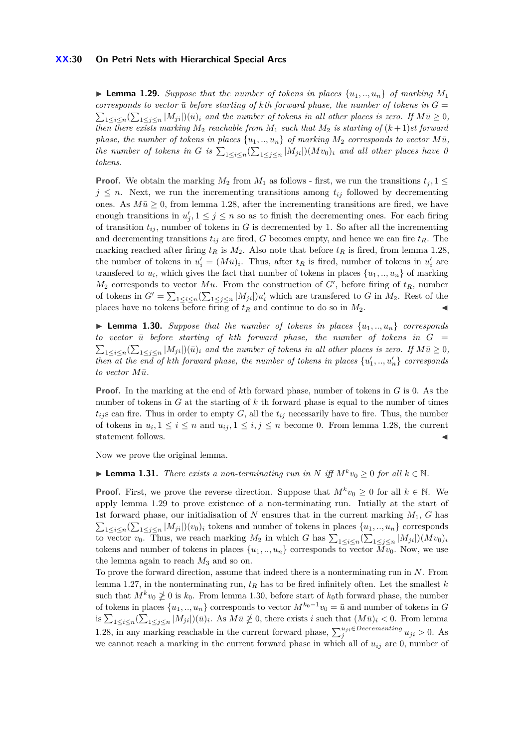▶ **Lemma 1.29.** *Suppose that the number of tokens in places $\{u_1, .., u_n\}$ of marking $M_1$ corresponds to vector $\bar{u}$ before starting of kth forward phase, the number of tokens in $G = \sum_{1 \le i \le n} (\sum_{1 \le j \le n} |M_{ji}|)(\bar{u})_i$ and the number of tokens in all other places is zero. If $M\bar{u} \ge 0$, then there exists marking $M_2$ reachable from $M_1$ such that $M_2$ is starting of $(k+1)$st forward phase, the number of tokens in places $\{u_1, .., u_n\}$ of marking $M_2$ corresponds to vector $M\bar{u}$, the number of tokens in $G$ is $\sum_{1 \le i \le n} (\sum_{1 \le j \le n} |M_{ji}|)(Mv_0)_i$ and all other places have 0 tokens.*

**Proof.** We obtain the marking $M_2$ from $M_1$ as follows - first, we run the transitions $t_j, 1 \le j \le n$. Next, we run the incrementing transitions among $t_{ij}$ followed by decrementing ones. As $M\bar{u} \ge 0$, from lemma 1.28, after the incrementing transitions are fired, we have enough transitions in $u'_j, 1 \le j \le n$ so as to finish the decrementing ones. For each firing of transition $t_{ij}$, number of tokens in $G$ is decremented by 1. So after all the incrementing and decrementing transitions $t_{ij}$ are fired, $G$ becomes empty, and hence we can fire $t_R$. The marking reached after firing $t_R$ is $M_2$. Also note that before $t_R$ is fired, from lemma 1.28, the number of tokens in $u'_i = (M\bar{u})_i$. Thus, after $t_R$ is fired, number of tokens in $u'_i$ are transfered to $u_i$, which gives the fact that number of tokens in places $\{u_1, .., u_n\}$ of marking $M_2$ corresponds to vector $M\bar{u}$. From the construction of $G'$, before firing of $t_R$, number of tokens in $G' = \sum_{1 \le i \le n} (\sum_{1 \le j \le n} |M_{ji}|) u'_i$ which are transfered to $G$ in $M_2$. Rest of the places have no tokens before firing of $t_R$ and continue to do so in $M_2$. ◀

▶ **Lemma 1.30.** *Suppose that the number of tokens in places $\{u_1, .., u_n\}$ corresponds to vector $\bar{u}$ before starting of kth forward phase, the number of tokens in $G = \sum_{1 \le i \le n} (\sum_{1 \le j \le n} |M_{ji}|)(\bar{u})_i$ and the number of tokens in all other places is zero. If $M\bar{u} \ge 0$, then at the end of kth forward phase, the number of tokens in places $\{u'_1, .., u'_n\}$ corresponds to vector $M\bar{u}$.*

**Proof.** In the marking at the end of $k$th forward phase, number of tokens in $G$ is 0. As the number of tokens in $G$ at the starting of $k$ th forward phase is equal to the number of times $t_{ij}$s can fire. Thus in order to empty $G$, all the $t_{ij}$ necessarily have to fire. Thus, the number of tokens in $u_i, 1 \le i \le n$ and $u_{ij}, 1 \le i, j \le n$ become 0. From lemma 1.28, the current statement follows. ◀

Now we prove the original lemma.

▶ **Lemma 1.31.** *There exists a non-terminating run in $N$ iff $M^k v_0 \ge 0$ for all $k \in \mathbb{N}$.*

**Proof.** First, we prove the reverse direction. Suppose that $M^k v_0 \ge 0$ for all $k \in \mathbb{N}$. We apply lemma 1.29 to prove existence of a non-terminating run. Intially at the start of 1st forward phase, our initialisation of $N$ ensures that in the current marking $M_1$, $G$ has $\sum_{1 \le i \le n} (\sum_{1 \le j \le n} |M_{ji}|)(v_0)_i$ tokens and number of tokens in places $\{u_1, .., u_n\}$ corresponds to vector $v_0$. Thus, we reach marking $M_2$ in which $G$ has $\sum_{1 \le i \le n} (\sum_{1 \le j \le n} |M_{ji}|)(Mv_0)_i$ tokens and number of tokens in places $\{u_1, .., u_n\}$ corresponds to vector $Mv_0$. Now, we use the lemma again to reach $M_3$ and so on.
To prove the forward direction, assume that indeed there is a nonterminating run in $N$. From lemma 1.27, in the nonterminating run, $t_R$ has to be fired infinitely often. Let the smallest $k$ such that $M^k v_0 \not\ge 0$ is $k_0$. From lemma 1.30, before start of $k_0$th forward phase, the number of tokens in places $\{u_1, .., u_n\}$ corresponds to vector $M^{k_0 - 1} v_0 = \bar{u}$ and number of tokens in $G$ is $\sum_{1 \le i \le n} (\sum_{1 \le j \le n} |M_{ji}|)(\bar{u})_i$. As $M\bar{u} \not\ge 0$, there exists $i$ such that $(M\bar{u})_i < 0$. From lemma 1.28, in any marking reachable in the current forward phase, $\sum_j^{u_{ji} \in Decrementing} u_{ji} > 0$. As we cannot reach a marking in the current forward phase in which all of $u_{ij}$ are 0, number of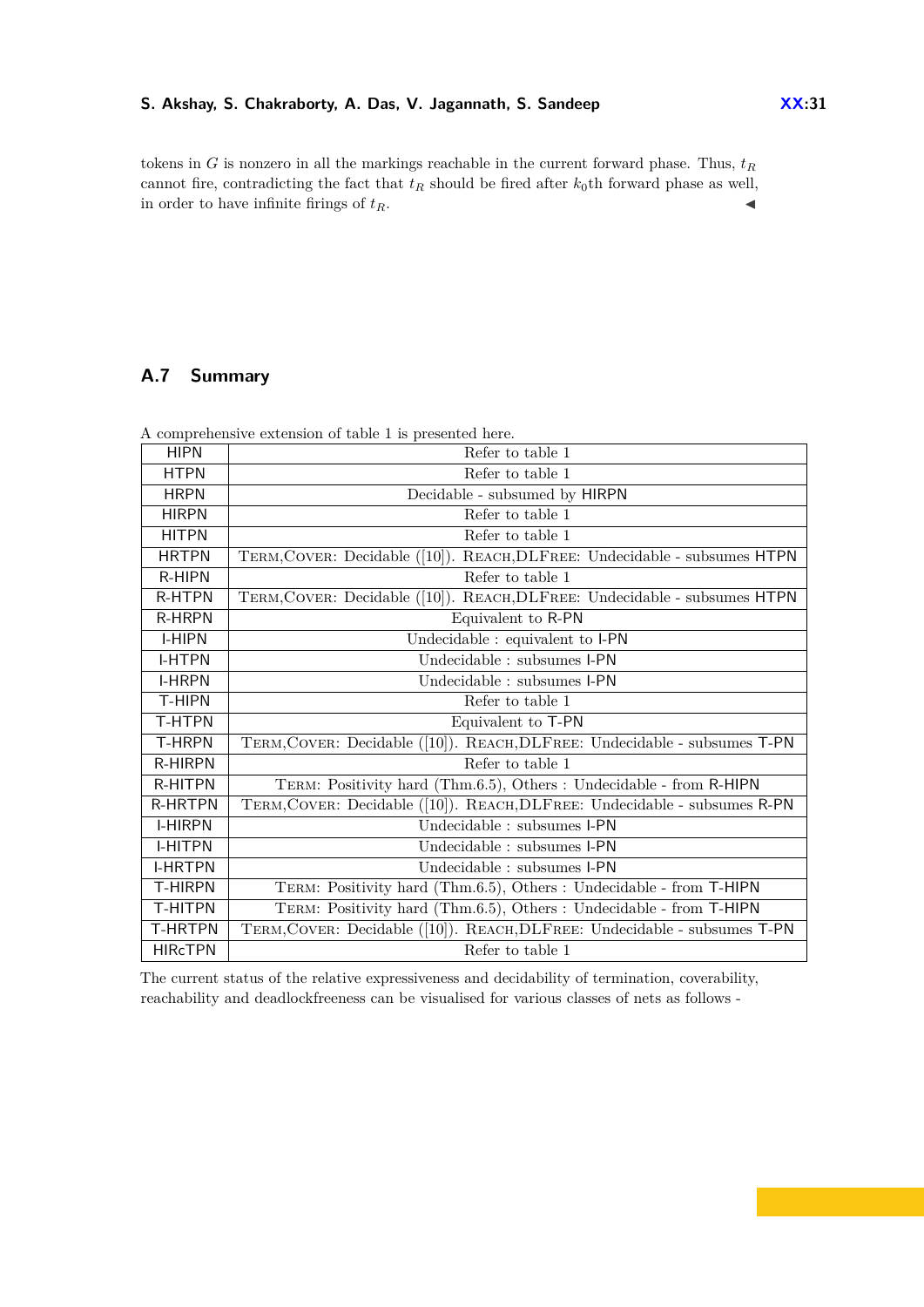tokens in $G$ is nonzero in all the markings reachable in the current forward phase. Thus, $t_R$ cannot fire, contradicting the fact that $t_R$ should be fired after $k_0$th forward phase as well, in order to have infinite firings of $t_R$. ◂

## A.7 Summary

A comprehensive extension of table 1 is presented here.

| | |
|---|---|
| HIPN | Refer to table 1 |
| HTPN | Refer to table 1 |
| HRPN | Decidable - subsumed by HIRPN |
| HIRPN | Refer to table 1 |
| HITPN | Refer to table 1 |
| HRTPN | TERM,COVER: Decidable ([10]). REACH,DLFREE: Undecidable - subsumes HTPN |
| R-HIPN | Refer to table 1 |
| R-HTPN | TERM,COVER: Decidable ([10]). REACH,DLFREE: Undecidable - subsumes HTPN |
| R-HRPN | Equivalent to R-PN |
| I-HIPN | Undecidable : equivalent to I-PN |
| I-HTPN | Undecidable : subsumes I-PN |
| I-HRPN | Undecidable : subsumes I-PN |
| T-HIPN | Refer to table 1 |
| T-HTPN | Equivalent to T-PN |
| T-HRPN | TERM,COVER: Decidable ([10]). REACH,DLFREE: Undecidable - subsumes T-PN |
| R-HIRPN | Refer to table 1 |
| R-HITPN | TERM: Positivity hard (Thm.6.5), Others : Undecidable - from R-HIPN |
| R-HRTPN | TERM,COVER: Decidable ([10]). REACH,DLFREE: Undecidable - subsumes R-PN |
| I-HIRPN | Undecidable : subsumes I-PN |
| I-HITPN | Undecidable : subsumes I-PN |
| I-HRTPN | Undecidable : subsumes I-PN |
| T-HIRPN | TERM: Positivity hard (Thm.6.5), Others : Undecidable - from T-HIPN |
| T-HITPN | TERM: Positivity hard (Thm.6.5), Others : Undecidable - from T-HIPN |
| T-HRTPN | TERM,COVER: Decidable ([10]). REACH,DLFREE: Undecidable - subsumes T-PN |
| HIRcTPN | Refer to table 1 |

The current status of the relative expressiveness and decidability of termination, coverability, reachability and deadlockfreeness can be visualised for various classes of nets as follows -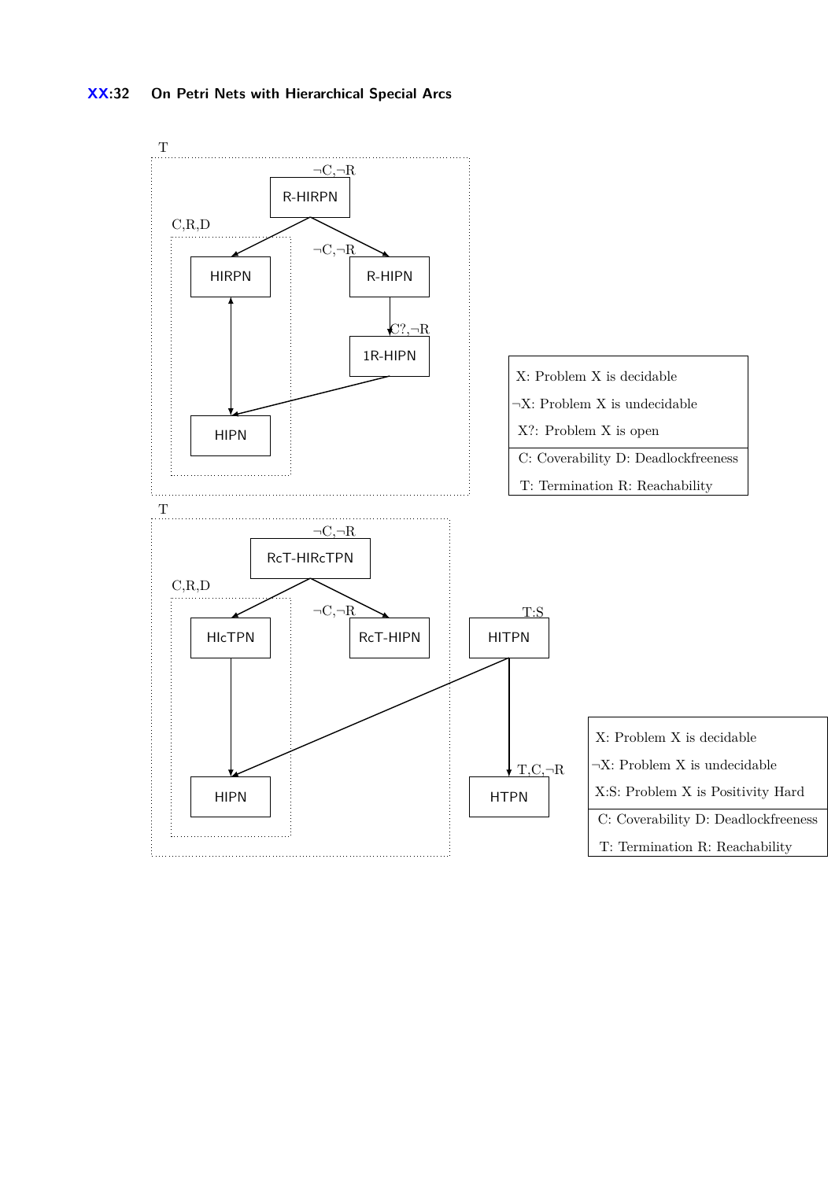T

¬C,¬R

R-HIRPN

C,R,D

HIRPN

¬C,¬R

R-HIPN

C?,¬R

1R-HIPN

HIPN

X: Problem X is decidable

¬X: Problem X is undecidable

X?: Problem X is open

C: Coverability D: Deadlockfreeness

T: Termination R: Reachability

T

¬C,¬R

RcT-HIRcTPN

C,R,D

HIcTPN

¬C,¬R

RcT-HIPN

T:S

HITPN

HIPN

T,C,¬R

HTPN

X: Problem X is decidable

¬X: Problem X is undecidable

X:S: Problem X is Positivity Hard

C: Coverability D: Deadlockfreeness

T: Termination R: Reachability